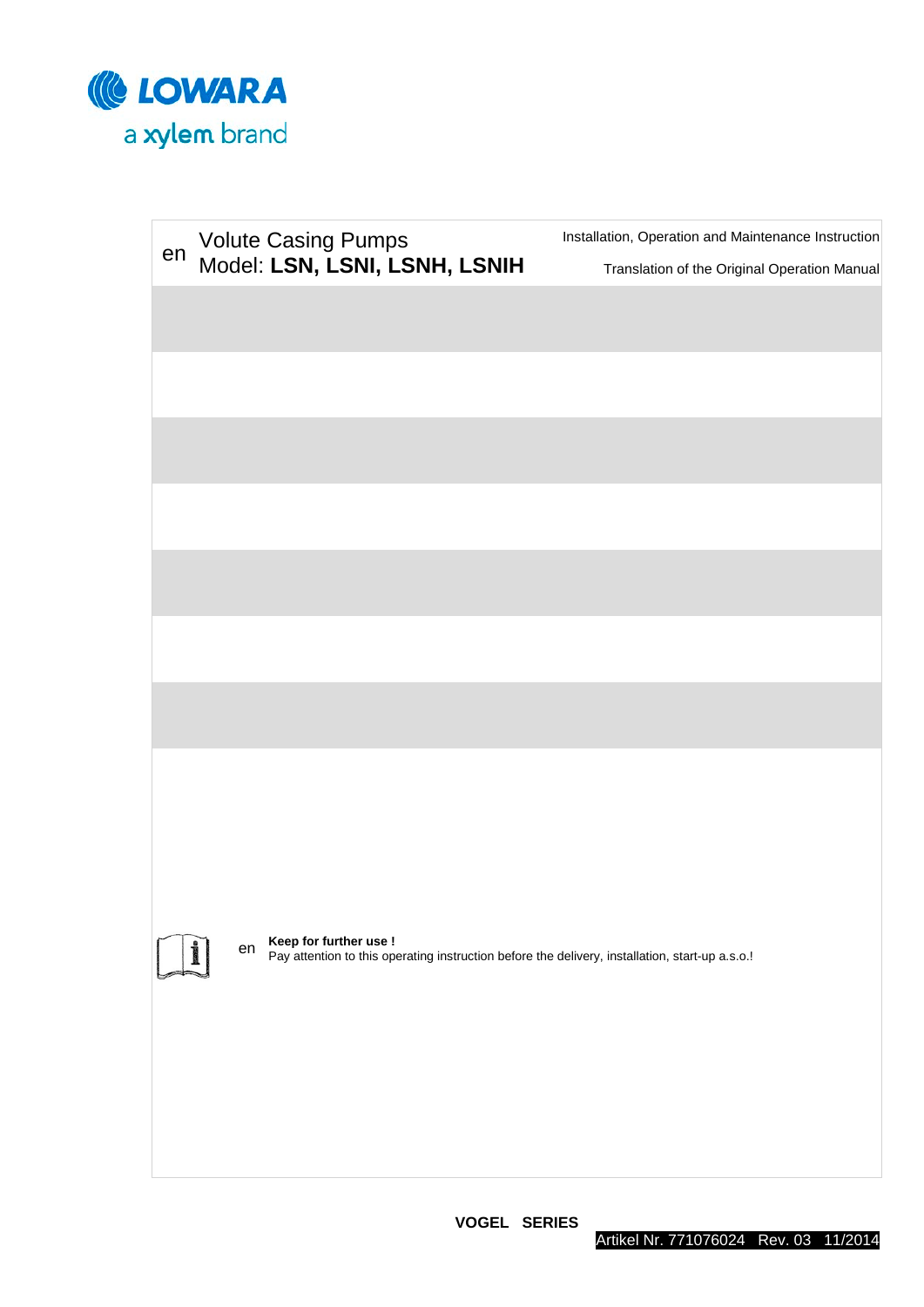LOWARA
a xylem brand

en

# Volute Casing Pumps
## Model: **LSN, LSNI, LSNH, LSNIH**

Installation, Operation and Maintenance Instruction

Translation of the Original Operation Manual

en **Keep for further use !**
Pay attention to this operating instruction before the delivery, installation, start-up a.s.o.!

**VOGEL SERIES**

Artikel Nr. 771076024 Rev. 03 11/2014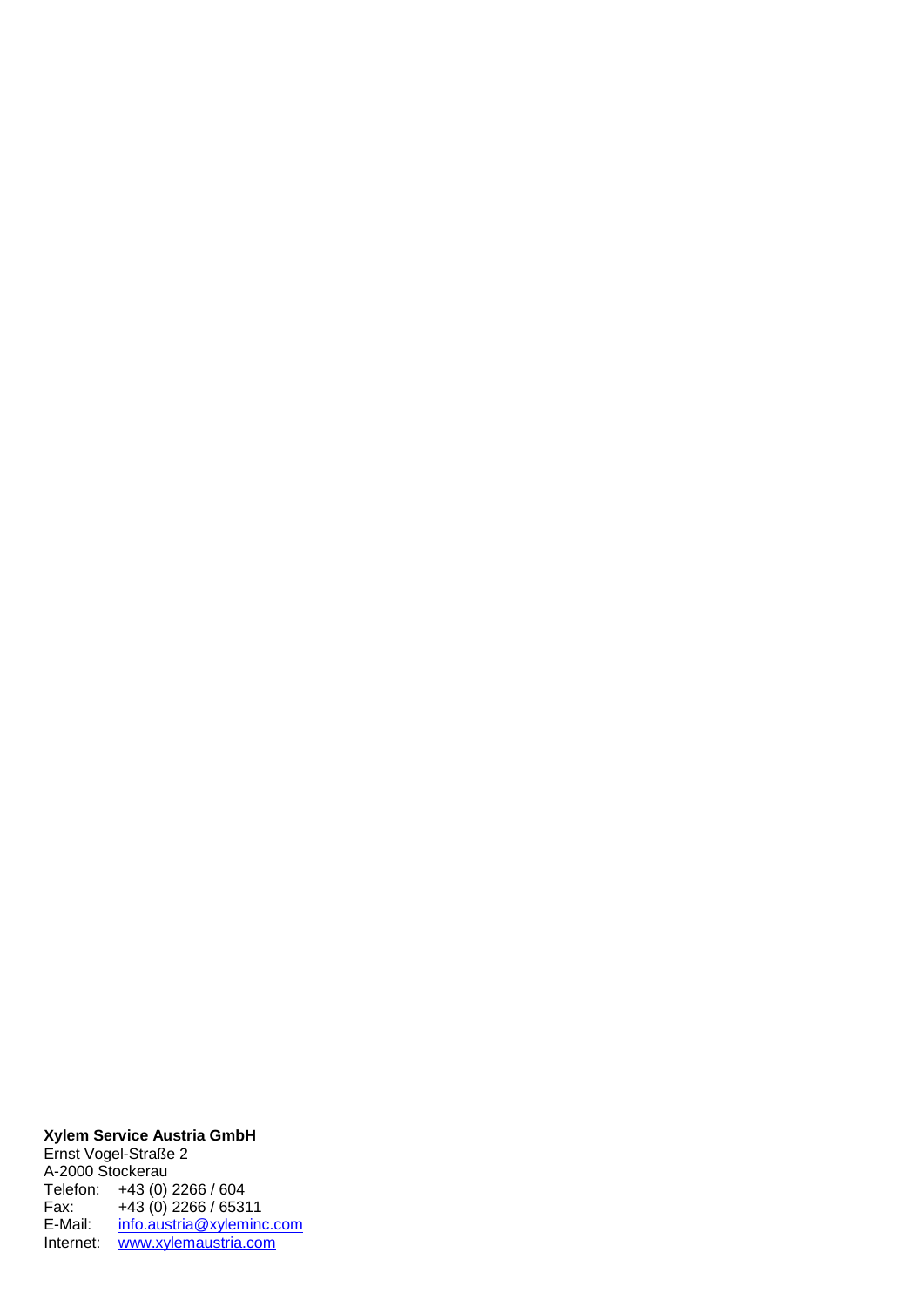**Xylem Service Austria GmbH**
Ernst Vogel-Straße 2
A-2000 Stockerau

| | |
|---|---|
| Telefon: | +43 (0) 2266 / 604 |
| Fax: | +43 (0) 2266 / 65311 |
| E-Mail: | info.austria@xyleminc.com |
| Internet: | www.xylemaustria.com |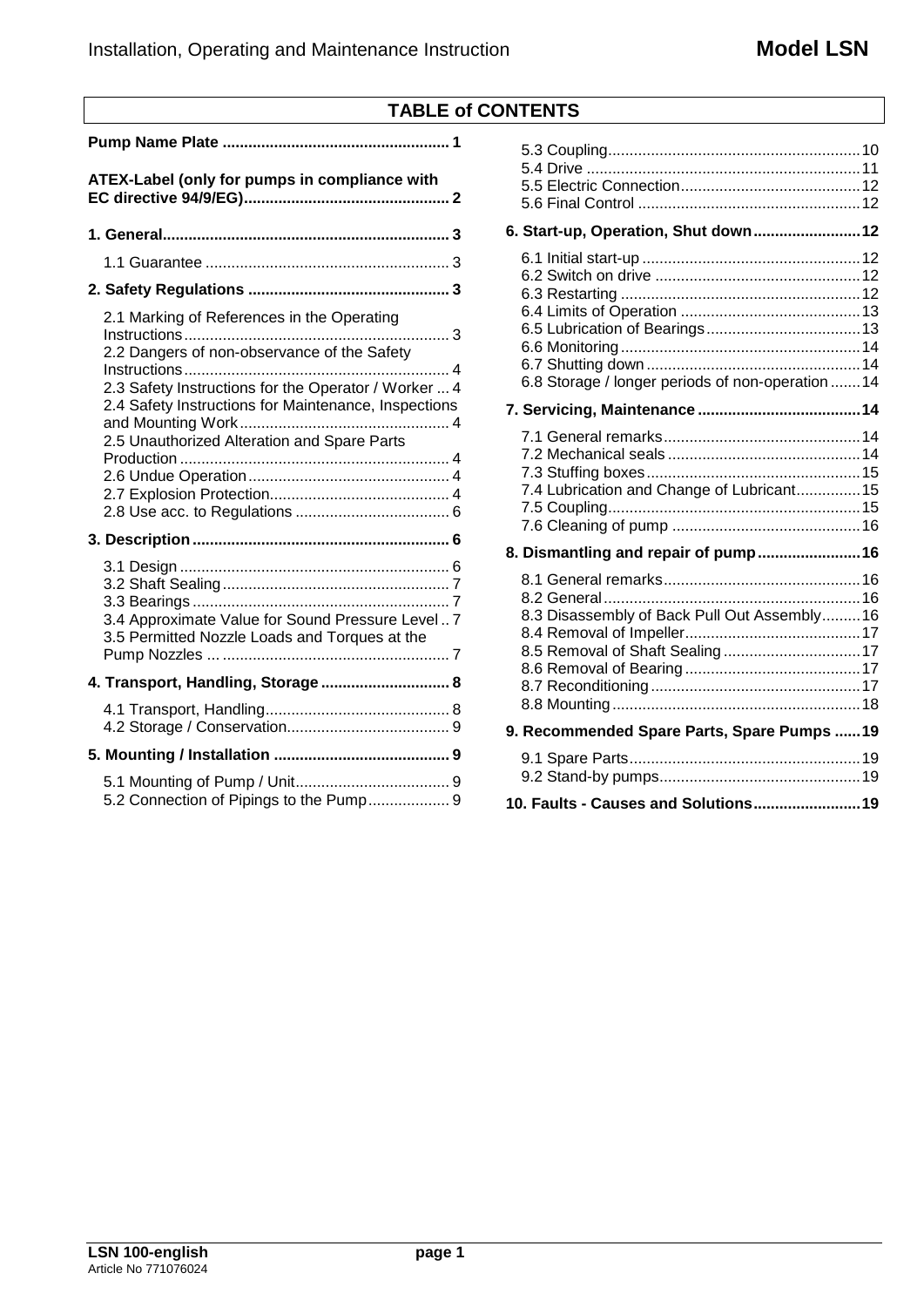# TABLE of CONTENTS

**Pump Name Plate ... 1**

**ATEX-Label (only for pumps in compliance with EC directive 94/9/EG) ... 2**

**1. General ... 3**

- 1.1 Guarantee ... 3

**2. Safety Regulations ... 3**

- 2.1 Marking of References in the Operating Instructions ... 3
- 2.2 Dangers of non-observance of the Safety Instructions ... 4
- 2.3 Safety Instructions for the Operator / Worker ... 4
- 2.4 Safety Instructions for Maintenance, Inspections and Mounting Work ... 4
- 2.5 Unauthorized Alteration and Spare Parts Production ... 4
- 2.6 Undue Operation ... 4
- 2.7 Explosion Protection ... 4
- 2.8 Use acc. to Regulations ... 6

**3. Description ... 6**

- 3.1 Design ... 6
- 3.2 Shaft Sealing ... 7
- 3.3 Bearings ... 7
- 3.4 Approximate Value for Sound Pressure Level ... 7
- 3.5 Permitted Nozzle Loads and Torques at the Pump Nozzles ... 7

**4. Transport, Handling, Storage ... 8**

- 4.1 Transport, Handling ... 8
- 4.2 Storage / Conservation ... 9

**5. Mounting / Installation ... 9**

- 5.1 Mounting of Pump / Unit ... 9
- 5.2 Connection of Pipings to the Pump ... 9
- 5.3 Coupling ... 10
- 5.4 Drive ... 11
- 5.5 Electric Connection ... 12
- 5.6 Final Control ... 12

**6. Start-up, Operation, Shut down ... 12**

- 6.1 Initial start-up ... 12
- 6.2 Switch on drive ... 12
- 6.3 Restarting ... 12
- 6.4 Limits of Operation ... 13
- 6.5 Lubrication of Bearings ... 13
- 6.6 Monitoring ... 14
- 6.7 Shutting down ... 14
- 6.8 Storage / longer periods of non-operation ... 14

**7. Servicing, Maintenance ... 14**

- 7.1 General remarks ... 14
- 7.2 Mechanical seals ... 14
- 7.3 Stuffing boxes ... 15
- 7.4 Lubrication and Change of Lubricant ... 15
- 7.5 Coupling ... 15
- 7.6 Cleaning of pump ... 16

**8. Dismantling and repair of pump ... 16**

- 8.1 General remarks ... 16
- 8.2 General ... 16
- 8.3 Disassembly of Back Pull Out Assembly ... 16
- 8.4 Removal of Impeller ... 17
- 8.5 Removal of Shaft Sealing ... 17
- 8.6 Removal of Bearing ... 17
- 8.7 Reconditioning ... 17
- 8.8 Mounting ... 18

**9. Recommended Spare Parts, Spare Pumps ... 19**

- 9.1 Spare Parts ... 19
- 9.2 Stand-by pumps ... 19

**10. Faults - Causes and Solutions ... 19**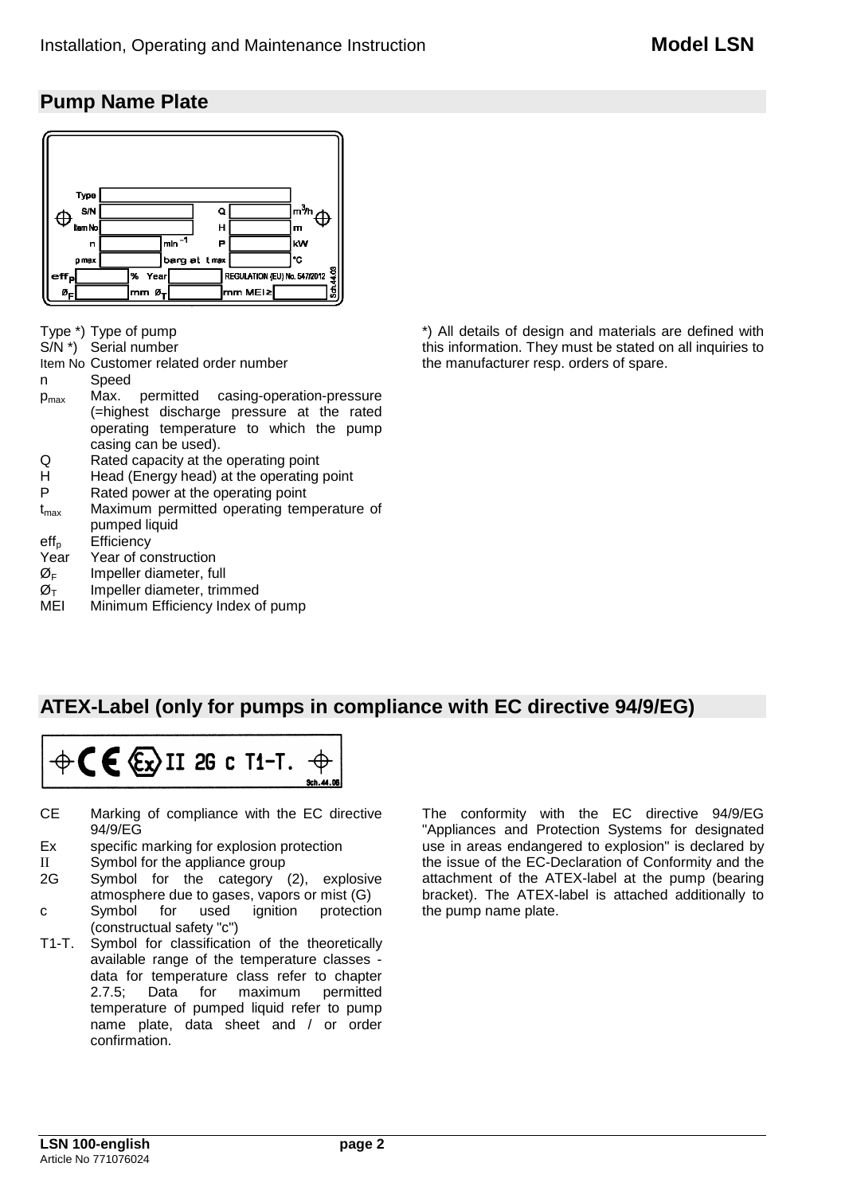## Pump Name Plate

| | | | | |
|---|---|---|---|---|
| Type | | | | |
| S/N | | Q | | m³/h |
| Item No | | H | | m |
| n | min⁻¹ | P | | kW |
| p max | barg at | t max | | °C |
| eff$_p$ | % Year | | REGULATION (EU) No. 547/2012 | |
| Ø$_F$ | mm Ø$_T$ | | mm MEI≥ | |

| | |
|---|---|
| Type *) | Type of pump |
| S/N *) | Serial number |
| Item No | Customer related order number |
| n | Speed |
| $p_{max}$ | Max. permitted casing-operation-pressure (=highest discharge pressure at the rated operating temperature to which the pump casing can be used). |
| Q | Rated capacity at the operating point |
| H | Head (Energy head) at the operating point |
| P | Rated power at the operating point |
| $t_{max}$ | Maximum permitted operating temperature of pumped liquid |
| $eff_p$ | Efficiency |
| Year | Year of construction |
| $Ø_F$ | Impeller diameter, full |
| $Ø_T$ | Impeller diameter, trimmed |
| MEI | Minimum Efficiency Index of pump |

*) All details of design and materials are defined with this information. They must be stated on all inquiries to the manufacturer resp. orders of spare.

## ATEX-Label (only for pumps in compliance with EC directive 94/9/EG)

CE Ex II 2G c T1-T.

| | |
|---|---|
| CE | Marking of compliance with the EC directive 94/9/EG |
| Ex | specific marking for explosion protection |
| II | Symbol for the appliance group |
| 2G | Symbol for the category (2), explosive atmosphere due to gases, vapors or mist (G) |
| c | Symbol for used ignition protection (constructual safety "c") |
| T1-T. | Symbol for classification of the theoretically available range of the temperature classes - data for temperature class refer to chapter 2.7.5; Data for maximum permitted temperature of pumped liquid refer to pump name plate, data sheet and / or order confirmation. |

The conformity with the EC directive 94/9/EG "Appliances and Protection Systems for designated use in areas endangered to explosion" is declared by the issue of the EC-Declaration of Conformity and the attachment of the ATEX-label at the pump (bearing bracket). The ATEX-label is attached additionally to the pump name plate.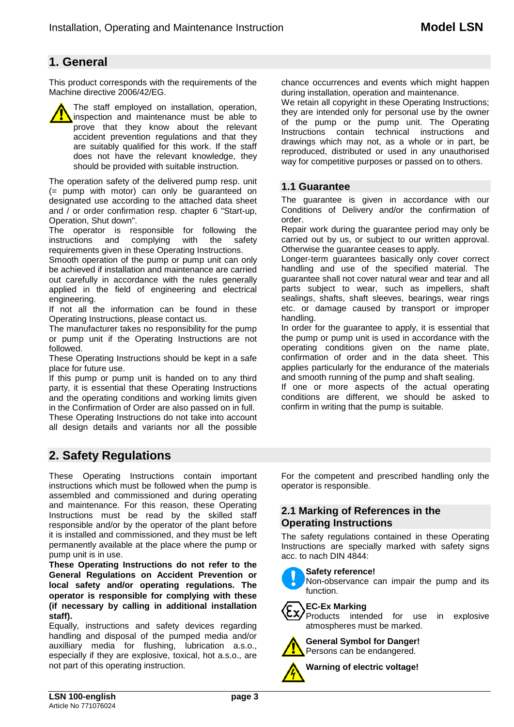# 1. General

This product corresponds with the requirements of the Machine directive 2006/42/EG.

The staff employed on installation, operation, inspection and maintenance must be able to prove that they know about the relevant accident prevention regulations and that they are suitably qualified for this work. If the staff does not have the relevant knowledge, they should be provided with suitable instruction.

The operation safety of the delivered pump resp. unit (= pump with motor) can only be guaranteed on designated use according to the attached data sheet and / or order confirmation resp. chapter 6 "Start-up, Operation, Shut down".

The operator is responsible for following the instructions and complying with the safety requirements given in these Operating Instructions.

Smooth operation of the pump or pump unit can only be achieved if installation and maintenance are carried out carefully in accordance with the rules generally applied in the field of engineering and electrical engineering.

If not all the information can be found in these Operating Instructions, please contact us.

The manufacturer takes no responsibility for the pump or pump unit if the Operating Instructions are not followed.

These Operating Instructions should be kept in a safe place for future use.

If this pump or pump unit is handed on to any third party, it is essential that these Operating Instructions and the operating conditions and working limits given in the Confirmation of Order are also passed on in full.

These Operating Instructions do not take into account all design details and variants nor all the possible chance occurrences and events which might happen during installation, operation and maintenance.

We retain all copyright in these Operating Instructions; they are intended only for personal use by the owner of the pump or the pump unit. The Operating Instructions contain technical instructions and drawings which may not, as a whole or in part, be reproduced, distributed or used in any unauthorised way for competitive purposes or passed on to others.

## 1.1 Guarantee

The guarantee is given in accordance with our Conditions of Delivery and/or the confirmation of order.

Repair work during the guarantee period may only be carried out by us, or subject to our written approval. Otherwise the guarantee ceases to apply.

Longer-term guarantees basically only cover correct handling and use of the specified material. The guarantee shall not cover natural wear and tear and all parts subject to wear, such as impellers, shaft sealings, shafts, shaft sleeves, bearings, wear rings etc. or damage caused by transport or improper handling.

In order for the guarantee to apply, it is essential that the pump or pump unit is used in accordance with the operating conditions given on the name plate, confirmation of order and in the data sheet. This applies particularly for the endurance of the materials and smooth running of the pump and shaft sealing.

If one or more aspects of the actual operating conditions are different, we should be asked to confirm in writing that the pump is suitable.

# 2. Safety Regulations

These Operating Instructions contain important instructions which must be followed when the pump is assembled and commissioned and during operating and maintenance. For this reason, these Operating Instructions must be read by the skilled staff responsible and/or by the operator of the plant before it is installed and commissioned, and they must be left permanently available at the place where the pump or pump unit is in use.

**These Operating Instructions do not refer to the General Regulations on Accident Prevention or local safety and/or operating regulations. The operator is responsible for complying with these (if necessary by calling in additional installation staff).**

Equally, instructions and safety devices regarding handling and disposal of the pumped media and/or auxilliary media for flushing, lubrication a.s.o., especially if they are explosive, toxical, hot a.s.o., are not part of this operating instruction.

For the competent and prescribed handling only the operator is responsible.

## 2.1 Marking of References in the Operating Instructions

The safety regulations contained in these Operating Instructions are specially marked with safety signs acc. to nach DIN 4844:

**Safety reference!**
Non-observance can impair the pump and its function.

**EC-Ex Marking**
Products intended for use in explosive atmospheres must be marked.

**General Symbol for Danger!**
Persons can be endangered.

**Warning of electric voltage!**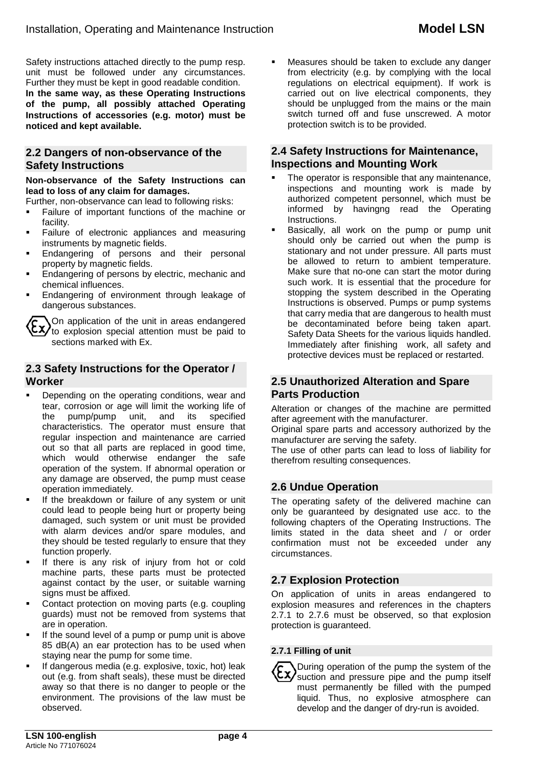Safety instructions attached directly to the pump resp. unit must be followed under any circumstances. Further they must be kept in good readable condition.
**In the same way, as these Operating Instructions of the pump, all possibly attached Operating Instructions of accessories (e.g. motor) must be noticed and kept available.**

## 2.2 Dangers of non-observance of the Safety Instructions

**Non-observance of the Safety Instructions can lead to loss of any claim for damages.**
Further, non-observance can lead to following risks:

- Failure of important functions of the machine or facility.
- Failure of electronic appliances and measuring instruments by magnetic fields.
- Endangering of persons and their personal property by magnetic fields.
- Endangering of persons by electric, mechanic and chemical influences.
- Endangering of environment through leakage of dangerous substances.

Ex On application of the unit in areas endangered to explosion special attention must be paid to sections marked with Ex.

## 2.3 Safety Instructions for the Operator / Worker

- Depending on the operating conditions, wear and tear, corrosion or age will limit the working life of the pump/pump unit, and its specified characteristics. The operator must ensure that regular inspection and maintenance are carried out so that all parts are replaced in good time, which would otherwise endanger the safe operation of the system. If abnormal operation or any damage are observed, the pump must cease operation immediately.
- If the breakdown or failure of any system or unit could lead to people being hurt or property being damaged, such system or unit must be provided with alarm devices and/or spare modules, and they should be tested regularly to ensure that they function properly.
- If there is any risk of injury from hot or cold machine parts, these parts must be protected against contact by the user, or suitable warning signs must be affixed.
- Contact protection on moving parts (e.g. coupling guards) must not be removed from systems that are in operation.
- If the sound level of a pump or pump unit is above 85 dB(A) an ear protection has to be used when staying near the pump for some time.
- If dangerous media (e.g. explosive, toxic, hot) leak out (e.g. from shaft seals), these must be directed away so that there is no danger to people or the environment. The provisions of the law must be observed.
- Measures should be taken to exclude any danger from electricity (e.g. by complying with the local regulations on electrical equipment). If work is carried out on live electrical components, they should be unplugged from the mains or the main switch turned off and fuse unscrewed. A motor protection switch is to be provided.

## 2.4 Safety Instructions for Maintenance, Inspections and Mounting Work

- The operator is responsible that any maintenance, inspections and mounting work is made by authorized competent personnel, which must be informed by havingng read the Operating Instructions.
- Basically, all work on the pump or pump unit should only be carried out when the pump is stationary and not under pressure. All parts must be allowed to return to ambient temperature. Make sure that no-one can start the motor during such work. It is essential that the procedure for stopping the system described in the Operating Instructions is observed. Pumps or pump systems that carry media that are dangerous to health must be decontaminated before being taken apart. Safety Data Sheets for the various liquids handled. Immediately after finishing work, all safety and protective devices must be replaced or restarted.

## 2.5 Unauthorized Alteration and Spare Parts Production

Alteration or changes of the machine are permitted after agreement with the manufacturer.
Original spare parts and accessory authorized by the manufacturer are serving the safety.
The use of other parts can lead to loss of liability for therefrom resulting consequences.

## 2.6 Undue Operation

The operating safety of the delivered machine can only be guaranteed by designated use acc. to the following chapters of the Operating Instructions. The limits stated in the data sheet and / or order confirmation must not be exceeded under any circumstances.

## 2.7 Explosion Protection

On application of units in areas endangered to explosion measures and references in the chapters 2.7.1 to 2.7.6 must be observed, so that explosion protection is guaranteed.

### 2.7.1 Filling of unit

Ex During operation of the pump the system of the suction and pressure pipe and the pump itself must permanently be filled with the pumped liquid. Thus, no explosive atmosphere can develop and the danger of dry-run is avoided.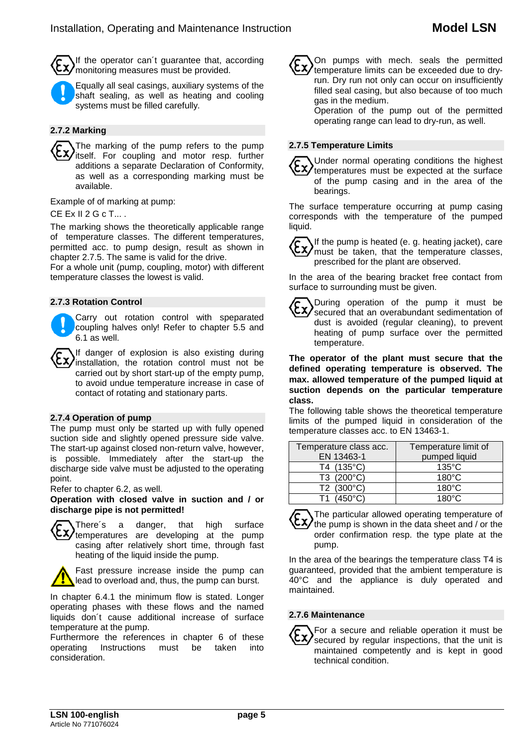If the operator can´t guarantee that, according monitoring measures must be provided.

Equally all seal casings, auxiliary systems of the shaft sealing, as well as heating and cooling systems must be filled carefully.

### 2.7.2 Marking

The marking of the pump refers to the pump itself. For coupling and motor resp. further additions a separate Declaration of Conformity, as well as a corresponding marking must be available.

Example of of marking at pump:

CE Ex II 2 G c T... .

The marking shows the theoretically applicable range of temperature classes. The different temperatures, permitted acc. to pump design, result as shown in chapter 2.7.5. The same is valid for the drive.
For a whole unit (pump, coupling, motor) with different temperature classes the lowest is valid.

### 2.7.3 Rotation Control

Carry out rotation control with speperated coupling halves only! Refer to chapter 5.5 and 6.1 as well.

If danger of explosion is also existing during installation, the rotation control must not be carried out by short start-up of the empty pump, to avoid undue temperature increase in case of contact of rotating and stationary parts.

### 2.7.4 Operation of pump

The pump must only be started up with fully opened suction side and slightly opened pressure side valve. The start-up against closed non-return valve, however, is possible. Immediately after the start-up the discharge side valve must be adjusted to the operating point.
Refer to chapter 6.2, as well.

**Operation with closed valve in suction and / or discharge pipe is not permitted!**

There´s a danger, that high surface temperatures are developing at the pump casing after relatively short time, through fast heating of the liquid inside the pump.

Fast pressure increase inside the pump can lead to overload and, thus, the pump can burst.

In chapter 6.4.1 the minimum flow is stated. Longer operating phases with these flows and the named liquids don´t cause additional increase of surface temperature at the pump.
Furthermore the references in chapter 6 of these operating Instructions must be taken into consideration.

On pumps with mech. seals the permitted temperature limits can be exceeded due to dry-run. Dry run not only can occur on insufficiently filled seal casing, but also because of too much gas in the medium.
Operation of the pump out of the permitted operating range can lead to dry-run, as well.

### 2.7.5 Temperature Limits

Under normal operating conditions the highest temperatures must be expected at the surface of the pump casing and in the area of the bearings.

The surface temperature occurring at pump casing corresponds with the temperature of the pumped liquid.

If the pump is heated (e. g. heating jacket), care must be taken, that the temperature classes, prescribed for the plant are observed.

In the area of the bearing bracket free contact from surface to surrounding must be given.

During operation of the pump it must be secured that an overabundant sedimentation of dust is avoided (regular cleaning), to prevent heating of pump surface over the permitted temperature.

**The operator of the plant must secure that the defined operating temperature is observed. The max. allowed temperature of the pumped liquid at suction depends on the particular temperature class.**

The following table shows the theoretical temperature limits of the pumped liquid in consideration of the temperature classes acc. to EN 13463-1.

| Temperature class acc. EN 13463-1 | Temperature limit of pumped liquid |
|---|---|
| T4 (135°C) | 135°C |
| T3 (200°C) | 180°C |
| T2 (300°C) | 180°C |
| T1 (450°C) | 180°C |

The particular allowed operating temperature of the pump is shown in the data sheet and / or the order confirmation resp. the type plate at the pump.

In the area of the bearings the temperature class T4 is guaranteed, provided that the ambient temperature is 40°C and the appliance is duly operated and maintained.

### 2.7.6 Maintenance

For a secure and reliable operation it must be secured by regular inspections, that the unit is maintained competently and is kept in good technical condition.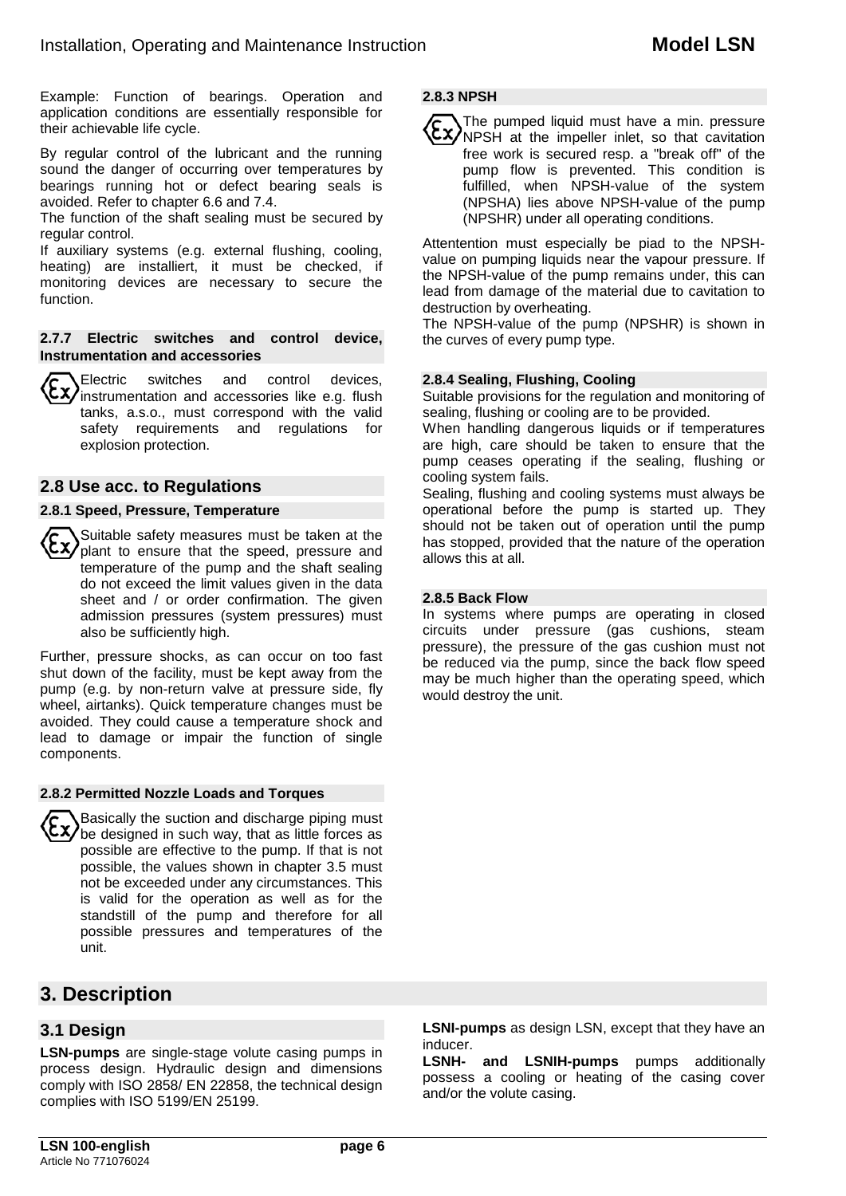Example: Function of bearings. Operation and application conditions are essentially responsible for their achievable life cycle.

By regular control of the lubricant and the running sound the danger of occurring over temperatures by bearings running hot or defect bearing seals is avoided. Refer to chapter 6.6 and 7.4.
The function of the shaft sealing must be secured by regular control.
If auxiliary systems (e.g. external flushing, cooling, heating) are installiert, it must be checked, if monitoring devices are necessary to secure the function.

#### 2.7.7 Electric switches and control device, Instrumentation and accessories

Electric switches and control devices, instrumentation and accessories like e.g. flush tanks, a.s.o., must correspond with the valid safety requirements and regulations for explosion protection.

### 2.8 Use acc. to Regulations

#### 2.8.1 Speed, Pressure, Temperature

Suitable safety measures must be taken at the plant to ensure that the speed, pressure and temperature of the pump and the shaft sealing do not exceed the limit values given in the data sheet and / or order confirmation. The given admission pressures (system pressures) must also be sufficiently high.

Further, pressure shocks, as can occur on too fast shut down of the facility, must be kept away from the pump (e.g. by non-return valve at pressure side, fly wheel, airtanks). Quick temperature changes must be avoided. They could cause a temperature shock and lead to damage or impair the function of single components.

#### 2.8.2 Permitted Nozzle Loads and Torques

Basically the suction and discharge piping must be designed in such way, that as little forces as possible are effective to the pump. If that is not possible, the values shown in chapter 3.5 must not be exceeded under any circumstances. This is valid for the operation as well as for the standstill of the pump and therefore for all possible pressures and temperatures of the unit.

#### 2.8.3 NPSH

The pumped liquid must have a min. pressure NPSH at the impeller inlet, so that cavitation free work is secured resp. a "break off" of the pump flow is prevented. This condition is fulfilled, when NPSH-value of the system (NPSHA) lies above NPSH-value of the pump (NPSHR) under all operating conditions.

Attentention must especially be piad to the NPSH-value on pumping liquids near the vapour pressure. If the NPSH-value of the pump remains under, this can lead from damage of the material due to cavitation to destruction by overheating.
The NPSH-value of the pump (NPSHR) is shown in the curves of every pump type.

#### 2.8.4 Sealing, Flushing, Cooling

Suitable provisions for the regulation and monitoring of sealing, flushing or cooling are to be provided.
When handling dangerous liquids or if temperatures are high, care should be taken to ensure that the pump ceases operating if the sealing, flushing or cooling system fails.
Sealing, flushing and cooling systems must always be operational before the pump is started up. They should not be taken out of operation until the pump has stopped, provided that the nature of the operation allows this at all.

#### 2.8.5 Back Flow

In systems where pumps are operating in closed circuits under pressure (gas cushions, steam pressure), the pressure of the gas cushion must not be reduced via the pump, since the back flow speed may be much higher than the operating speed, which would destroy the unit.

## 3. Description

### 3.1 Design

**LSN-pumps** are single-stage volute casing pumps in process design. Hydraulic design and dimensions comply with ISO 2858/ EN 22858, the technical design complies with ISO 5199/EN 25199.

**LSNI-pumps** as design LSN, except that they have an inducer.
**LSNH- and LSNIH-pumps** pumps additionally possess a cooling or heating of the casing cover and/or the volute casing.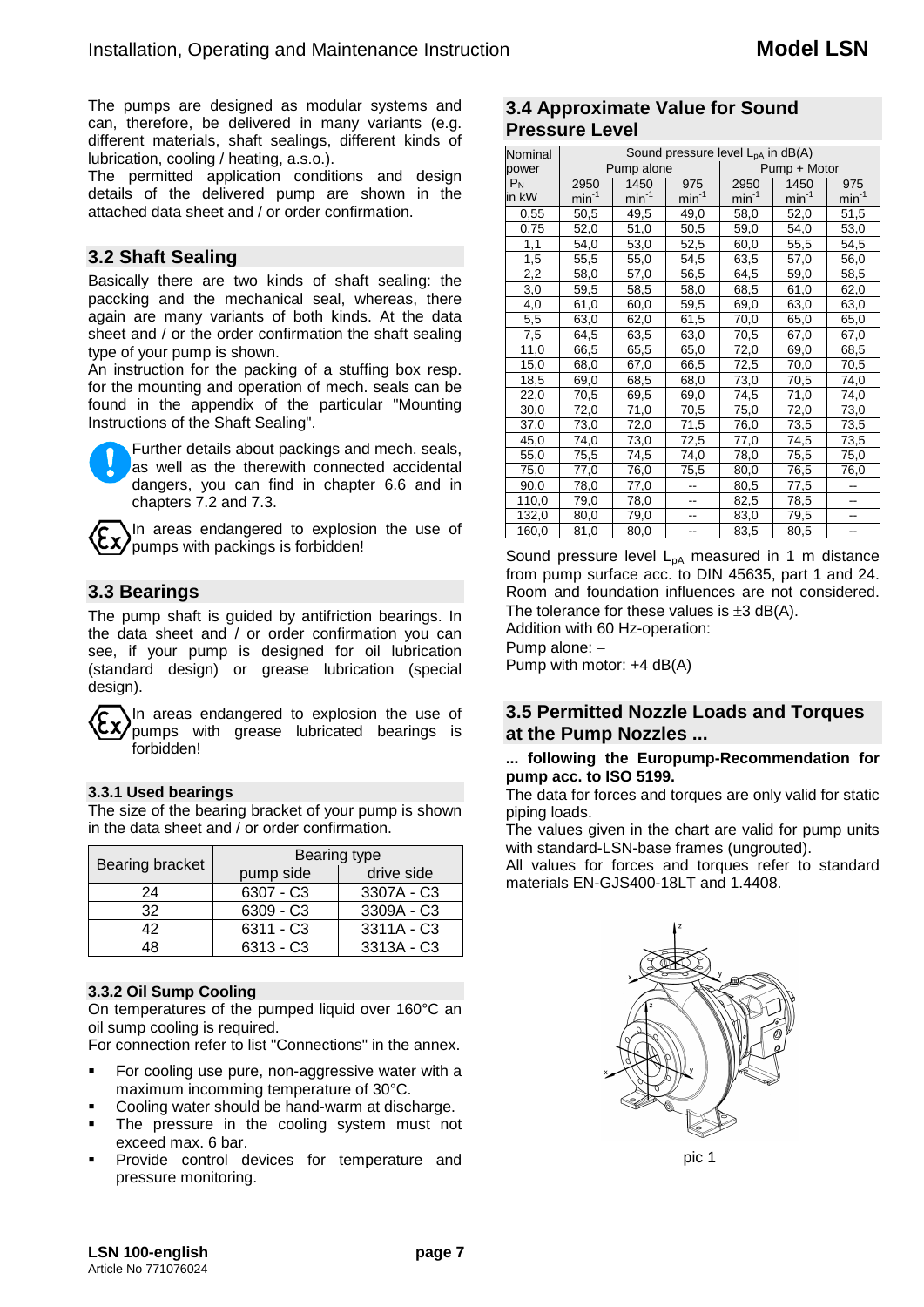The pumps are designed as modular systems and can, therefore, be delivered in many variants (e.g. different materials, shaft sealings, different kinds of lubrication, cooling / heating, a.s.o.).

The permitted application conditions and design details of the delivered pump are shown in the attached data sheet and / or order confirmation.

## 3.2 Shaft Sealing

Basically there are two kinds of shaft sealing: the paccking and the mechanical seal, whereas, there again are many variants of both kinds. At the data sheet and / or the order confirmation the shaft sealing type of your pump is shown.

An instruction for the packing of a stuffing box resp. for the mounting and operation of mech. seals can be found in the appendix of the particular "Mounting Instructions of the Shaft Sealing".

Further details about packings and mech. seals, as well as the therewith connected accidental dangers, you can find in chapter 6.6 and in chapters 7.2 and 7.3.

In areas endangered to explosion the use of pumps with packings is forbidden!

## 3.3 Bearings

The pump shaft is guided by antifriction bearings. In the data sheet and / or order confirmation you can see, if your pump is designed for oil lubrication (standard design) or grease lubrication (special design).

In areas endangered to explosion the use of pumps with grease lubricated bearings is forbidden!

### 3.3.1 Used bearings

The size of the bearing bracket of your pump is shown in the data sheet and / or order confirmation.

| Bearing bracket | Bearing type | |
|---|---|---|
| | pump side | drive side |
| 24 | 6307 - C3 | 3307A - C3 |
| 32 | 6309 - C3 | 3309A - C3 |
| 42 | 6311 - C3 | 3311A - C3 |
| 48 | 6313 - C3 | 3313A - C3 |

### 3.3.2 Oil Sump Cooling

On temperatures of the pumped liquid over 160°C an oil sump cooling is required.

For connection refer to list "Connections" in the annex.

- For cooling use pure, non-aggressive water with a maximum incomming temperature of 30°C.
- Cooling water should be hand-warm at discharge.
- The pressure in the cooling system must not exceed max. 6 bar.
- Provide control devices for temperature and pressure monitoring.

## 3.4 Approximate Value for Sound Pressure Level

| Nominal power $P_N$ in kW | Sound pressure level $L_{pA}$ in dB(A) | | | | | |
|---|---|---|---|---|---|---|
| | Pump alone | | | Pump + Motor | | |
| | 2950 $min^{-1}$ | 1450 $min^{-1}$ | 975 $min^{-1}$ | 2950 $min^{-1}$ | 1450 $min^{-1}$ | 975 $min^{-1}$ |
| 0,55 | 50,5 | 49,5 | 49,0 | 58,0 | 52,0 | 51,5 |
| 0,75 | 52,0 | 51,0 | 50,5 | 59,0 | 54,0 | 53,0 |
| 1,1 | 54,0 | 53,0 | 52,5 | 60,0 | 55,5 | 54,5 |
| 1,5 | 55,5 | 55,0 | 54,5 | 63,5 | 57,0 | 56,0 |
| 2,2 | 58,0 | 57,0 | 56,5 | 64,5 | 59,0 | 58,5 |
| 3,0 | 59,5 | 58,5 | 58,0 | 68,5 | 61,0 | 62,0 |
| 4,0 | 61,0 | 60,0 | 59,5 | 69,0 | 63,0 | 63,0 |
| 5,5 | 63,0 | 62,0 | 61,5 | 70,0 | 65,0 | 65,0 |
| 7,5 | 64,5 | 63,5 | 63,0 | 70,5 | 67,0 | 67,0 |
| 11,0 | 66,5 | 65,5 | 65,0 | 72,0 | 69,0 | 68,5 |
| 15,0 | 68,0 | 67,0 | 66,5 | 72,5 | 70,0 | 70,5 |
| 18,5 | 69,0 | 68,5 | 68,0 | 73,0 | 70,5 | 74,0 |
| 22,0 | 70,5 | 69,5 | 69,0 | 74,5 | 71,0 | 74,0 |
| 30,0 | 72,0 | 71,0 | 70,5 | 75,0 | 72,0 | 73,0 |
| 37,0 | 73,0 | 72,0 | 71,5 | 76,0 | 73,5 | 73,5 |
| 45,0 | 74,0 | 73,0 | 72,5 | 77,0 | 74,5 | 73,5 |
| 55,0 | 75,5 | 74,5 | 74,0 | 78,0 | 75,5 | 75,0 |
| 75,0 | 77,0 | 76,0 | 75,5 | 80,0 | 76,5 | 76,0 |
| 90,0 | 78,0 | 77,0 | -- | 80,5 | 77,5 | -- |
| 110,0 | 79,0 | 78,0 | -- | 82,5 | 78,5 | -- |
| 132,0 | 80,0 | 79,0 | -- | 83,0 | 79,5 | -- |
| 160,0 | 81,0 | 80,0 | -- | 83,5 | 80,5 | -- |

Sound pressure level $L_{pA}$ measured in 1 m distance from pump surface acc. to DIN 45635, part 1 and 24. Room and foundation influences are not considered. The tolerance for these values is ±3 dB(A).

Addition with 60 Hz-operation:

Pump alone: –

Pump with motor: +4 dB(A)

## 3.5 Permitted Nozzle Loads and Torques at the Pump Nozzles ...

**... following the Europump-Recommendation for pump acc. to ISO 5199.**

The data for forces and torques are only valid for static piping loads.

The values given in the chart are valid for pump units with standard-LSN-base frames (ungrouted).

All values for forces and torques refer to standard materials EN-GJS400-18LT and 1.4408.

pic 1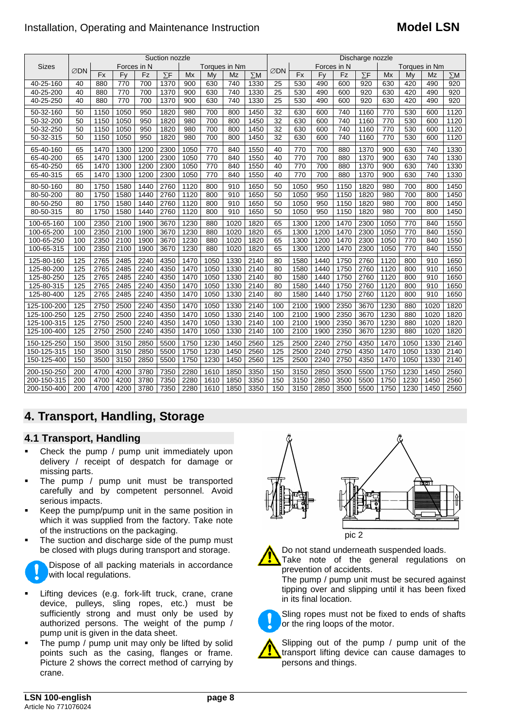| Sizes | Suction nozzle | | | | | | | | | | Discharge nozzle | | | | | | | | | |
|---|---|---|---|---|---|---|---|---|---|---|---|---|---|---|---|---|---|---|---|---|
| | ∅DN | Forces in N | | | | Torques in Nm | | | | | ∅DN | Forces in N | | | | Torques in Nm | | | | |
| | | Fx | Fy | Fz | ∑F | Mx | My | Mz | ∑M | | | Fx | Fy | Fz | ∑F | Mx | My | Mz | ∑M | |
| 40-25-160 | 40 | 880 | 770 | 700 | 1370 | 900 | 630 | 740 | 1330 | | 25 | 530 | 490 | 600 | 920 | 630 | 420 | 490 | 920 | |
| 40-25-200 | 40 | 880 | 770 | 700 | 1370 | 900 | 630 | 740 | 1330 | | 25 | 530 | 490 | 600 | 920 | 630 | 420 | 490 | 920 | |
| 40-25-250 | 40 | 880 | 770 | 700 | 1370 | 900 | 630 | 740 | 1330 | | 25 | 530 | 490 | 600 | 920 | 630 | 420 | 490 | 920 | |
| 50-32-160 | 50 | 1150 | 1050 | 950 | 1820 | 980 | 700 | 800 | 1450 | | 32 | 630 | 600 | 740 | 1160 | 770 | 530 | 600 | 1120 | |
| 50-32-200 | 50 | 1150 | 1050 | 950 | 1820 | 980 | 700 | 800 | 1450 | | 32 | 630 | 600 | 740 | 1160 | 770 | 530 | 600 | 1120 | |
| 50-32-250 | 50 | 1150 | 1050 | 950 | 1820 | 980 | 700 | 800 | 1450 | | 32 | 630 | 600 | 740 | 1160 | 770 | 530 | 600 | 1120 | |
| 50-32-315 | 50 | 1150 | 1050 | 950 | 1820 | 980 | 700 | 800 | 1450 | | 32 | 630 | 600 | 740 | 1160 | 770 | 530 | 600 | 1120 | |
| 65-40-160 | 65 | 1470 | 1300 | 1200 | 2300 | 1050 | 770 | 840 | 1550 | | 40 | 770 | 700 | 880 | 1370 | 900 | 630 | 740 | 1330 | |
| 65-40-200 | 65 | 1470 | 1300 | 1200 | 2300 | 1050 | 770 | 840 | 1550 | | 40 | 770 | 700 | 880 | 1370 | 900 | 630 | 740 | 1330 | |
| 65-40-250 | 65 | 1470 | 1300 | 1200 | 2300 | 1050 | 770 | 840 | 1550 | | 40 | 770 | 700 | 880 | 1370 | 900 | 630 | 740 | 1330 | |
| 65-40-315 | 65 | 1470 | 1300 | 1200 | 2300 | 1050 | 770 | 840 | 1550 | | 40 | 770 | 700 | 880 | 1370 | 900 | 630 | 740 | 1330 | |
| 80-50-160 | 80 | 1750 | 1580 | 1440 | 2760 | 1120 | 800 | 910 | 1650 | | 50 | 1050 | 950 | 1150 | 1820 | 980 | 700 | 800 | 1450 | |
| 80-50-200 | 80 | 1750 | 1580 | 1440 | 2760 | 1120 | 800 | 910 | 1650 | | 50 | 1050 | 950 | 1150 | 1820 | 980 | 700 | 800 | 1450 | |
| 80-50-250 | 80 | 1750 | 1580 | 1440 | 2760 | 1120 | 800 | 910 | 1650 | | 50 | 1050 | 950 | 1150 | 1820 | 980 | 700 | 800 | 1450 | |
| 80-50-315 | 80 | 1750 | 1580 | 1440 | 2760 | 1120 | 800 | 910 | 1650 | | 50 | 1050 | 950 | 1150 | 1820 | 980 | 700 | 800 | 1450 | |
| 100-65-160 | 100 | 2350 | 2100 | 1900 | 3670 | 1230 | 880 | 1020 | 1820 | | 65 | 1300 | 1200 | 1470 | 2300 | 1050 | 770 | 840 | 1550 | |
| 100-65-200 | 100 | 2350 | 2100 | 1900 | 3670 | 1230 | 880 | 1020 | 1820 | | 65 | 1300 | 1200 | 1470 | 2300 | 1050 | 770 | 840 | 1550 | |
| 100-65-250 | 100 | 2350 | 2100 | 1900 | 3670 | 1230 | 880 | 1020 | 1820 | | 65 | 1300 | 1200 | 1470 | 2300 | 1050 | 770 | 840 | 1550 | |
| 100-65-315 | 100 | 2350 | 2100 | 1900 | 3670 | 1230 | 880 | 1020 | 1820 | | 65 | 1300 | 1200 | 1470 | 2300 | 1050 | 770 | 840 | 1550 | |
| 125-80-160 | 125 | 2765 | 2485 | 2240 | 4350 | 1470 | 1050 | 1330 | 2140 | | 80 | 1580 | 1440 | 1750 | 2760 | 1120 | 800 | 910 | 1650 | |
| 125-80-200 | 125 | 2765 | 2485 | 2240 | 4350 | 1470 | 1050 | 1330 | 2140 | | 80 | 1580 | 1440 | 1750 | 2760 | 1120 | 800 | 910 | 1650 | |
| 125-80-250 | 125 | 2765 | 2485 | 2240 | 4350 | 1470 | 1050 | 1330 | 2140 | | 80 | 1580 | 1440 | 1750 | 2760 | 1120 | 800 | 910 | 1650 | |
| 125-80-315 | 125 | 2765 | 2485 | 2240 | 4350 | 1470 | 1050 | 1330 | 2140 | | 80 | 1580 | 1440 | 1750 | 2760 | 1120 | 800 | 910 | 1650 | |
| 125-80-400 | 125 | 2765 | 2485 | 2240 | 4350 | 1470 | 1050 | 1330 | 2140 | | 80 | 1580 | 1440 | 1750 | 2760 | 1120 | 800 | 910 | 1650 | |
| 125-100-200 | 125 | 2750 | 2500 | 2240 | 4350 | 1470 | 1050 | 1330 | 2140 | | 100 | 2100 | 1900 | 2350 | 3670 | 1230 | 880 | 1020 | 1820 | |
| 125-100-250 | 125 | 2750 | 2500 | 2240 | 4350 | 1470 | 1050 | 1330 | 2140 | | 100 | 2100 | 1900 | 2350 | 3670 | 1230 | 880 | 1020 | 1820 | |
| 125-100-315 | 125 | 2750 | 2500 | 2240 | 4350 | 1470 | 1050 | 1330 | 2140 | | 100 | 2100 | 1900 | 2350 | 3670 | 1230 | 880 | 1020 | 1820 | |
| 125-100-400 | 125 | 2750 | 2500 | 2240 | 4350 | 1470 | 1050 | 1330 | 2140 | | 100 | 2100 | 1900 | 2350 | 3670 | 1230 | 880 | 1020 | 1820 | |
| 150-125-250 | 150 | 3500 | 3150 | 2850 | 5500 | 1750 | 1230 | 1450 | 2560 | | 125 | 2500 | 2240 | 2750 | 4350 | 1470 | 1050 | 1330 | 2140 | |
| 150-125-315 | 150 | 3500 | 3150 | 2850 | 5500 | 1750 | 1230 | 1450 | 2560 | | 125 | 2500 | 2240 | 2750 | 4350 | 1470 | 1050 | 1330 | 2140 | |
| 150-125-400 | 150 | 3500 | 3150 | 2850 | 5500 | 1750 | 1230 | 1450 | 2560 | | 125 | 2500 | 2240 | 2750 | 4350 | 1470 | 1050 | 1330 | 2140 | |
| 200-150-250 | 200 | 4700 | 4200 | 3780 | 7350 | 2280 | 1610 | 1850 | 3350 | | 150 | 3150 | 2850 | 3500 | 5500 | 1750 | 1230 | 1450 | 2560 | |
| 200-150-315 | 200 | 4700 | 4200 | 3780 | 7350 | 2280 | 1610 | 1850 | 3350 | | 150 | 3150 | 2850 | 3500 | 5500 | 1750 | 1230 | 1450 | 2560 | |
| 200-150-400 | 200 | 4700 | 4200 | 3780 | 7350 | 2280 | 1610 | 1850 | 3350 | | 150 | 3150 | 2850 | 3500 | 5500 | 1750 | 1230 | 1450 | 2560 | |

# 4. Transport, Handling, Storage

## 4.1 Transport, Handling

- Check the pump / pump unit immediately upon delivery / receipt of despatch for damage or missing parts.
- The pump / pump unit must be transported carefully and by competent personnel. Avoid serious impacts.
- Keep the pump/pump unit in the same position in which it was supplied from the factory. Take note of the instructions on the packaging.
- The suction and discharge side of the pump must be closed with plugs during transport and storage.

Dispose of all packing materials in accordance with local regulations.

- Lifting devices (e.g. fork-lift truck, crane, crane device, pulleys, sling ropes, etc.) must be sufficiently strong and must only be used by authorized persons. The weight of the pump / pump unit is given in the data sheet.
- The pump / pump unit may only be lifted by solid points such as the casing, flanges or frame. Picture 2 shows the correct method of carrying by crane.

pic 2

Do not stand underneath suspended loads.
Take note of the general regulations on prevention of accidents.
The pump / pump unit must be secured against tipping over and slipping until it has been fixed in its final location.

Sling ropes must not be fixed to ends of shafts or the ring loops of the motor.

Slipping out of the pump / pump unit of the transport lifting device can cause damages to persons and things.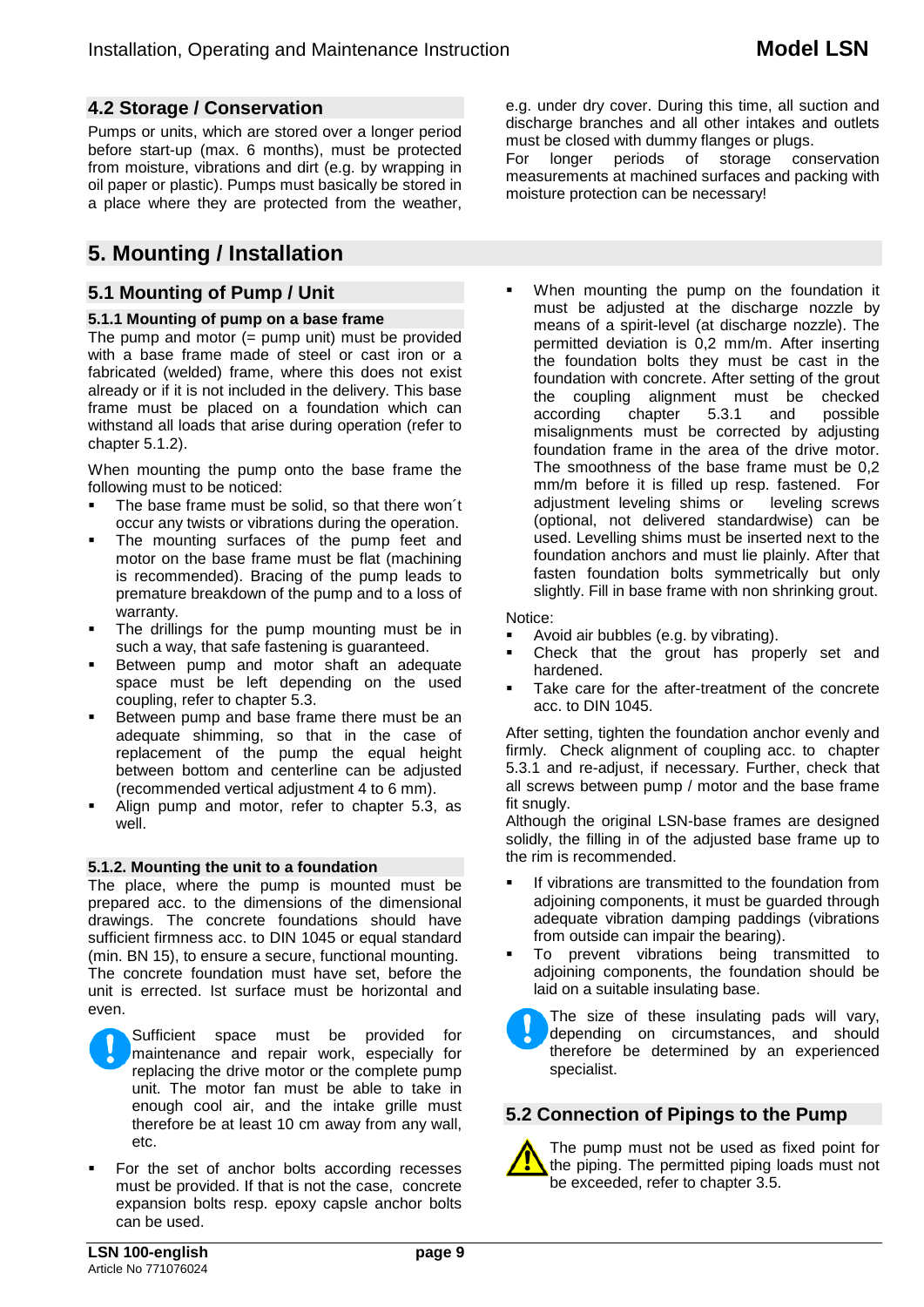## 4.2 Storage / Conservation

Pumps or units, which are stored over a longer period before start-up (max. 6 months), must be protected from moisture, vibrations and dirt (e.g. by wrapping in oil paper or plastic). Pumps must basically be stored in a place where they are protected from the weather, e.g. under dry cover. During this time, all suction and discharge branches and all other intakes and outlets must be closed with dummy flanges or plugs.

For longer periods of storage conservation measurements at machined surfaces and packing with moisture protection can be necessary!

# 5. Mounting / Installation

## 5.1 Mounting of Pump / Unit

### 5.1.1 Mounting of pump on a base frame

The pump and motor (= pump unit) must be provided with a base frame made of steel or cast iron or a fabricated (welded) frame, where this does not exist already or if it is not included in the delivery. This base frame must be placed on a foundation which can withstand all loads that arise during operation (refer to chapter 5.1.2).

When mounting the pump onto the base frame the following must to be noticed:

- The base frame must be solid, so that there won´t occur any twists or vibrations during the operation.
- The mounting surfaces of the pump feet and motor on the base frame must be flat (machining is recommended). Bracing of the pump leads to premature breakdown of the pump and to a loss of warranty.
- The drillings for the pump mounting must be in such a way, that safe fastening is guaranteed.
- Between pump and motor shaft an adequate space must be left depending on the used coupling, refer to chapter 5.3.
- Between pump and base frame there must be an adequate shimming, so that in the case of replacement of the pump the equal height between bottom and centerline can be adjusted (recommended vertical adjustment 4 to 6 mm).
- Align pump and motor, refer to chapter 5.3, as well.

### 5.1.2. Mounting the unit to a foundation

The place, where the pump is mounted must be prepared acc. to the dimensions of the dimensional drawings. The concrete foundations should have sufficient firmness acc. to DIN 1045 or equal standard (min. BN 15), to ensure a secure, functional mounting. The concrete foundation must have set, before the unit is errected. Ist surface must be horizontal and even.

Sufficient space must be provided for maintenance and repair work, especially for replacing the drive motor or the complete pump unit. The motor fan must be able to take in enough cool air, and the intake grille must therefore be at least 10 cm away from any wall, etc.

- For the set of anchor bolts according recesses must be provided. If that is not the case, concrete expansion bolts resp. epoxy capsle anchor bolts can be used.
- When mounting the pump on the foundation it must be adjusted at the discharge nozzle by means of a spirit-level (at discharge nozzle). The permitted deviation is 0,2 mm/m. After inserting the foundation bolts they must be cast in the foundation with concrete. After setting of the grout the coupling alignment must be checked according chapter 5.3.1 and possible misalignments must be corrected by adjusting foundation frame in the area of the drive motor. The smoothness of the base frame must be 0,2 mm/m before it is filled up resp. fastened. For adjustment leveling shims or leveling screws (optional, not delivered standardwise) can be used. Levelling shims must be inserted next to the foundation anchors and must lie plainly. After that fasten foundation bolts symmetrically but only slightly. Fill in base frame with non shrinking grout.

Notice:

- Avoid air bubbles (e.g. by vibrating).
- Check that the grout has properly set and hardened.
- Take care for the after-treatment of the concrete acc. to DIN 1045.

After setting, tighten the foundation anchor evenly and firmly. Check alignment of coupling acc. to chapter 5.3.1 and re-adjust, if necessary. Further, check that all screws between pump / motor and the base frame fit snugly.

Although the original LSN-base frames are designed solidly, the filling in of the adjusted base frame up to the rim is recommended.

- If vibrations are transmitted to the foundation from adjoining components, it must be guarded through adequate vibration damping paddings (vibrations from outside can impair the bearing).
- To prevent vibrations being transmitted to adjoining components, the foundation should be laid on a suitable insulating base.

The size of these insulating pads will vary, depending on circumstances, and should therefore be determined by an experienced specialist.

## 5.2 Connection of Pipings to the Pump

The pump must not be used as fixed point for the piping. The permitted piping loads must not be exceeded, refer to chapter 3.5.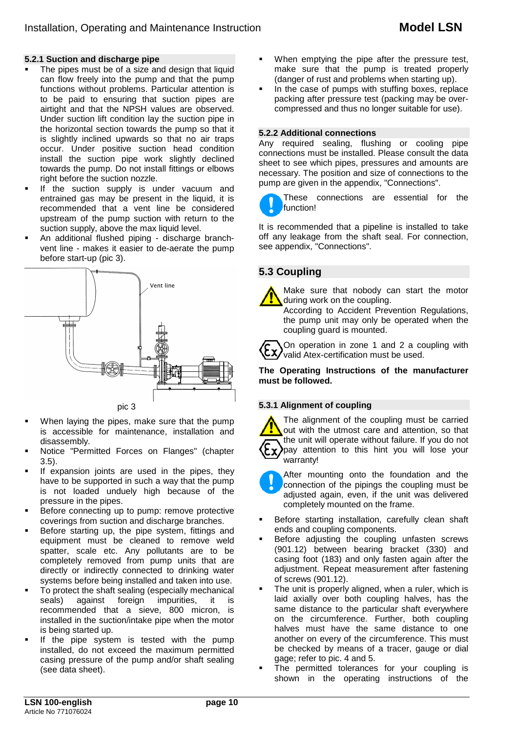### 5.2.1 Suction and discharge pipe

- The pipes must be of a size and design that liquid can flow freely into the pump and that the pump functions without problems. Particular attention is to be paid to ensuring that suction pipes are airtight and that the NPSH values are observed. Under suction lift condition lay the suction pipe in the horizontal section towards the pump so that it is slightly inclined upwards so that no air traps occur. Under positive suction head condition install the suction pipe work slightly declined towards the pump. Do not install fittings or elbows right before the suction nozzle.
- If the suction supply is under vacuum and entrained gas may be present in the liquid, it is recommended that a vent line be considered upstream of the pump suction with return to the suction supply, above the max liquid level.
- An additional flushed piping - discharge branch-vent line - makes it easier to de-aerate the pump before start-up (pic 3).

pic 3

- When laying the pipes, make sure that the pump is accessible for maintenance, installation and disassembly.
- Notice "Permitted Forces on Flanges" (chapter 3.5).
- If expansion joints are used in the pipes, they have to be supported in such a way that the pump is not loaded unduely high because of the pressure in the pipes.
- Before connecting up to pump: remove protective coverings from suction and discharge branches.
- Before starting up, the pipe system, fittings and equipment must be cleaned to remove weld spatter, scale etc. Any pollutants are to be completely removed from pump units that are directly or indirectly connected to drinking water systems before being installed and taken into use.
- To protect the shaft sealing (especially mechanical seals) against foreign impurities, it is recommended that a sieve, 800 micron, is installed in the suction/intake pipe when the motor is being started up.
- If the pipe system is tested with the pump installed, do not exceed the maximum permitted casing pressure of the pump and/or shaft sealing (see data sheet).
- When emptying the pipe after the pressure test, make sure that the pump is treated properly (danger of rust and problems when starting up).
- In the case of pumps with stuffing boxes, replace packing after pressure test (packing may be over-compressed and thus no longer suitable for use).

### 5.2.2 Additional connections

Any required sealing, flushing or cooling pipe connections must be installed. Please consult the data sheet to see which pipes, pressures and amounts are necessary. The position and size of connections to the pump are given in the appendix, "Connections".

These connections are essential for the function!

It is recommended that a pipeline is installed to take off any leakage from the shaft seal. For connection, see appendix, "Connections".

## 5.3 Coupling

Make sure that nobody can start the motor during work on the coupling.
According to Accident Prevention Regulations, the pump unit may only be operated when the coupling guard is mounted.

On operation in zone 1 and 2 a coupling with valid Atex-certification must be used.

**The Operating Instructions of the manufacturer must be followed.**

### 5.3.1 Alignment of coupling

The alignment of the coupling must be carried out with the utmost care and attention, so that the unit will operate without failure. If you do not pay attention to this hint you will lose your warranty!

After mounting onto the foundation and the connection of the pipings the coupling must be adjusted again, even, if the unit was delivered completely mounted on the frame.

- Before starting installation, carefully clean shaft ends and coupling components.
- Before adjusting the coupling unfasten screws (901.12) between bearing bracket (330) and casing foot (183) and only fasten again after the adjustment. Repeat measurement after fastening of screws (901.12).
- The unit is properly aligned, when a ruler, which is laid axially over both coupling halves, has the same distance to the particular shaft everywhere on the circumference. Further, both coupling halves must have the same distance to one another on every of the circumference. This must be checked by means of a tracer, gauge or dial gage; refer to pic. 4 and 5.
- The permitted tolerances for your coupling is shown in the operating instructions of the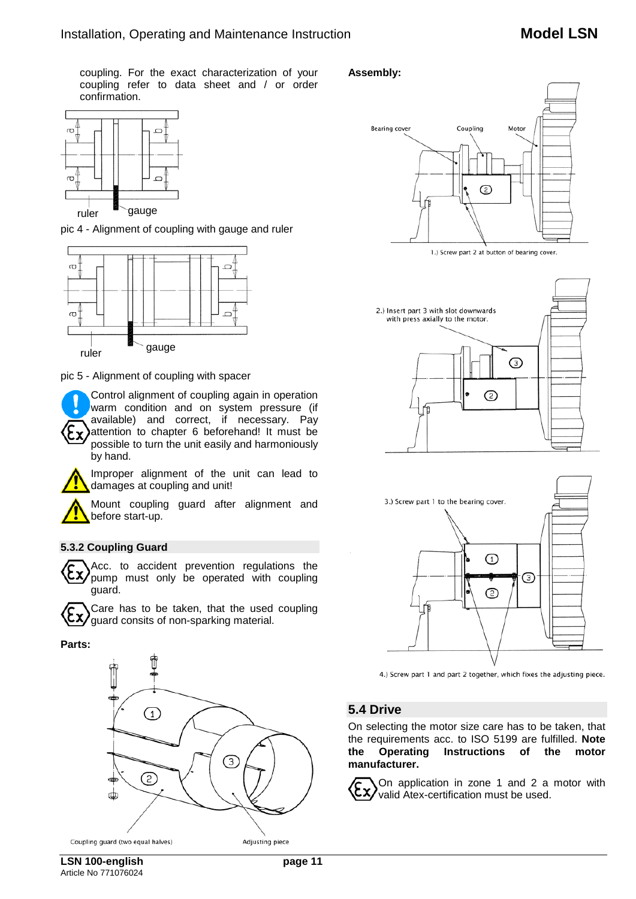coupling. For the exact characterization of your coupling refer to data sheet and / or order confirmation.

ruler gauge

pic 4 - Alignment of coupling with gauge and ruler

ruler gauge

pic 5 - Alignment of coupling with spacer

Control alignment of coupling again in operation warm condition and on system pressure (if available) and correct, if necessary. Pay attention to chapter 6 beforehand! It must be possible to turn the unit easily and harmoniously by hand.

Improper alignment of the unit can lead to damages at coupling and unit!

Mount coupling guard after alignment and before start-up.

### 5.3.2 Coupling Guard

Acc. to accident prevention regulations the pump must only be operated with coupling guard.

Care has to be taken, that the used coupling guard consits of non-sparking material.

**Parts:**

Coupling guard (two equal halves) Adjusting piece

**Assembly:**

Bearing cover Coupling Motor

1.) Screw part 2 at button of bearing cover.

2.) Insert part 3 with slot downwards with press axially to the motor.

3.) Screw part 1 to the bearing cover.

4.) Screw part 1 and part 2 together, which fixes the adjusting piece.

## 5.4 Drive

On selecting the motor size care has to be taken, that the requirements acc. to ISO 5199 are fulfilled. **Note the Operating Instructions of the motor manufacturer.**

On application in zone 1 and 2 a motor with valid Atex-certification must be used.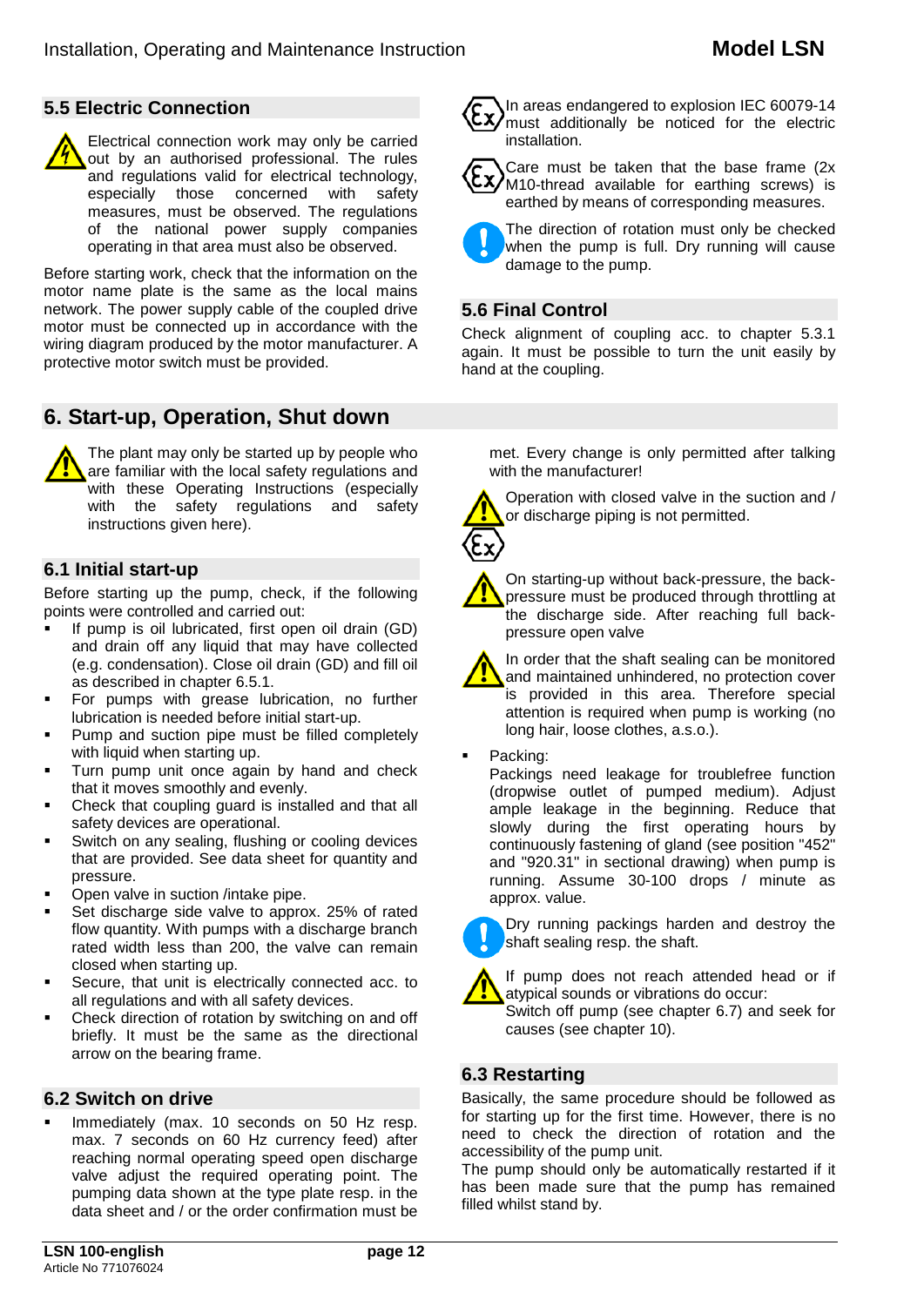## 5.5 Electric Connection

Electrical connection work may only be carried out by an authorised professional. The rules and regulations valid for electrical technology, especially those concerned with safety measures, must be observed. The regulations of the national power supply companies operating in that area must also be observed.

Before starting work, check that the information on the motor name plate is the same as the local mains network. The power supply cable of the coupled drive motor must be connected up in accordance with the wiring diagram produced by the motor manufacturer. A protective motor switch must be provided.

In areas endangered to explosion IEC 60079-14 must additionally be noticed for the electric installation.

Care must be taken that the base frame (2x M10-thread available for earthing screws) is earthed by means of corresponding measures.

The direction of rotation must only be checked when the pump is full. Dry running will cause damage to the pump.

## 5.6 Final Control

Check alignment of coupling acc. to chapter 5.3.1 again. It must be possible to turn the unit easily by hand at the coupling.

# 6. Start-up, Operation, Shut down

The plant may only be started up by people who are familiar with the local safety regulations and with these Operating Instructions (especially with the safety regulations and safety instructions given here).

## 6.1 Initial start-up

Before starting up the pump, check, if the following points were controlled and carried out:

- If pump is oil lubricated, first open oil drain (GD) and drain off any liquid that may have collected (e.g. condensation). Close oil drain (GD) and fill oil as described in chapter 6.5.1.
- For pumps with grease lubrication, no further lubrication is needed before initial start-up.
- Pump and suction pipe must be filled completely with liquid when starting up.
- Turn pump unit once again by hand and check that it moves smoothly and evenly.
- Check that coupling guard is installed and that all safety devices are operational.
- Switch on any sealing, flushing or cooling devices that are provided. See data sheet for quantity and pressure.
- Open valve in suction /intake pipe.
- Set discharge side valve to approx. 25% of rated flow quantity. With pumps with a discharge branch rated width less than 200, the valve can remain closed when starting up.
- Secure, that unit is electrically connected acc. to all regulations and with all safety devices.
- Check direction of rotation by switching on and off briefly. It must be the same as the directional arrow on the bearing frame.

## 6.2 Switch on drive

- Immediately (max. 10 seconds on 50 Hz resp. max. 7 seconds on 60 Hz currency feed) after reaching normal operating speed open discharge valve adjust the required operating point. The pumping data shown at the type plate resp. in the data sheet and / or the order confirmation must be met. Every change is only permitted after talking with the manufacturer!

Operation with closed valve in the suction and / or discharge piping is not permitted.

On starting-up without back-pressure, the back-pressure must be produced through throttling at the discharge side. After reaching full back-pressure open valve

In order that the shaft sealing can be monitored and maintained unhindered, no protection cover is provided in this area. Therefore special attention is required when pump is working (no long hair, loose clothes, a.s.o.).

- Packing:
  Packings need leakage for troublefree function (dropwise outlet of pumped medium). Adjust ample leakage in the beginning. Reduce that slowly during the first operating hours by continuously fastening of gland (see position "452" and "920.31" in sectional drawing) when pump is running. Assume 30-100 drops / minute as approx. value.

Dry running packings harden and destroy the shaft sealing resp. the shaft.

If pump does not reach attended head or if atypical sounds or vibrations do occur:
Switch off pump (see chapter 6.7) and seek for causes (see chapter 10).

## 6.3 Restarting

Basically, the same procedure should be followed as for starting up for the first time. However, there is no need to check the direction of rotation and the accessibility of the pump unit.
The pump should only be automatically restarted if it has been made sure that the pump has remained filled whilst stand by.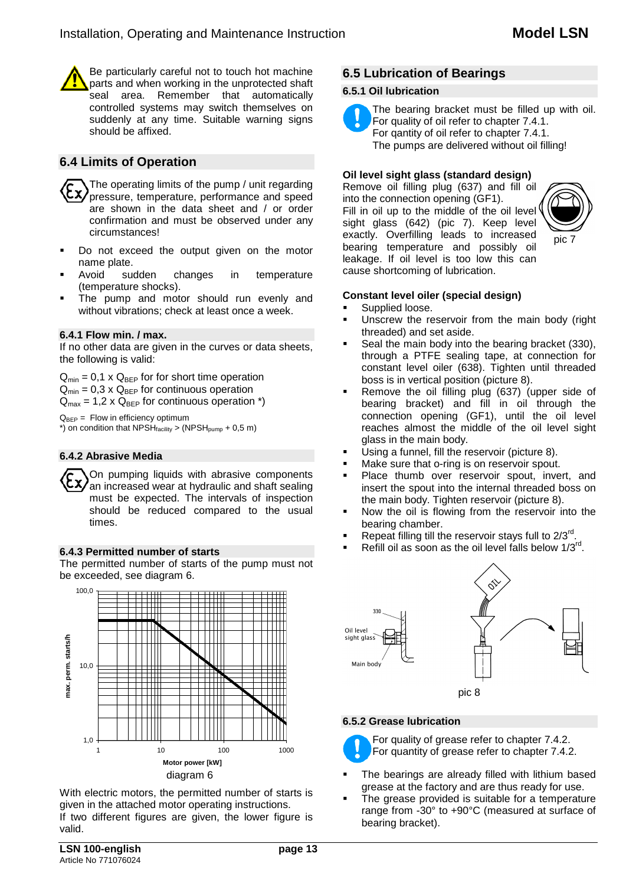Be particularly careful not to touch hot machine parts and when working in the unprotected shaft seal area. Remember that automatically controlled systems may switch themselves on suddenly at any time. Suitable warning signs should be affixed.

## 6.4 Limits of Operation

The operating limits of the pump / unit regarding pressure, temperature, performance and speed are shown in the data sheet and / or order confirmation and must be observed under any circumstances!

- Do not exceed the output given on the motor name plate.
- Avoid sudden changes in temperature (temperature shocks).
- The pump and motor should run evenly and without vibrations; check at least once a week.

### 6.4.1 Flow min. / max.

If no other data are given in the curves or data sheets, the following is valid:

$Q_{min}$ = 0,1 x $Q_{BEP}$ for for short time operation
$Q_{min}$ = 0,3 x $Q_{BEP}$ for continuous operation
$Q_{max}$ = 1,2 x $Q_{BEP}$ for continuous operation *)

$Q_{BEP}$ = Flow in efficiency optimum
*) on condition that $NPSH_{facility}$ > ($NPSH_{pump}$ + 0,5 m)

### 6.4.2 Abrasive Media

On pumping liquids with abrasive components an increased wear at hydraulic and shaft sealing must be expected. The intervals of inspection should be reduced compared to the usual times.

### 6.4.3 Permitted number of starts

The permitted number of starts of the pump must not be exceeded, see diagram 6.

diagram 6

With electric motors, the permitted number of starts is given in the attached motor operating instructions.
If two different figures are given, the lower figure is valid.

## 6.5 Lubrication of Bearings

### 6.5.1 Oil lubrication

The bearing bracket must be filled up with oil.
For quality of oil refer to chapter 7.4.1.
For qantity of oil refer to chapter 7.4.1.
The pumps are delivered without oil filling!

**Oil level sight glass (standard design)**
Remove oil filling plug (637) and fill oil into the connection opening (GF1).
Fill in oil up to the middle of the oil level sight glass (642) (pic 7). Keep level exactly. Overfilling leads to increased bearing temperature and possibly oil leakage. If oil level is too low this can cause shortcoming of lubrication.

pic 7

**Constant level oiler (special design)**

- Supplied loose.
- Unscrew the reservoir from the main body (right threaded) and set aside.
- Seal the main body into the bearing bracket (330), through a PTFE sealing tape, at connection for constant level oiler (638). Tighten until threaded boss is in vertical position (picture 8).
- Remove the oil filling plug (637) (upper side of bearing bracket) and fill in oil through the connection opening (GF1), until the oil level reaches almost the middle of the oil level sight glass in the main body.
- Using a funnel, fill the reservoir (picture 8).
- Make sure that o-ring is on reservoir spout.
- Place thumb over reservoir spout, invert, and insert the spout into the internal threaded boss on the main body. Tighten reservoir (picture 8).
- Now the oil is flowing from the reservoir into the bearing chamber.
- Repeat filling till the reservoir stays full to 2/3rd.
- Refill oil as soon as the oil level falls below 1/3rd.

pic 8

### 6.5.2 Grease lubrication

For quality of grease refer to chapter 7.4.2.
For quantity of grease refer to chapter 7.4.2.

- The bearings are already filled with lithium based grease at the factory and are thus ready for use.
- The grease provided is suitable for a temperature range from -30° to +90°C (measured at surface of bearing bracket).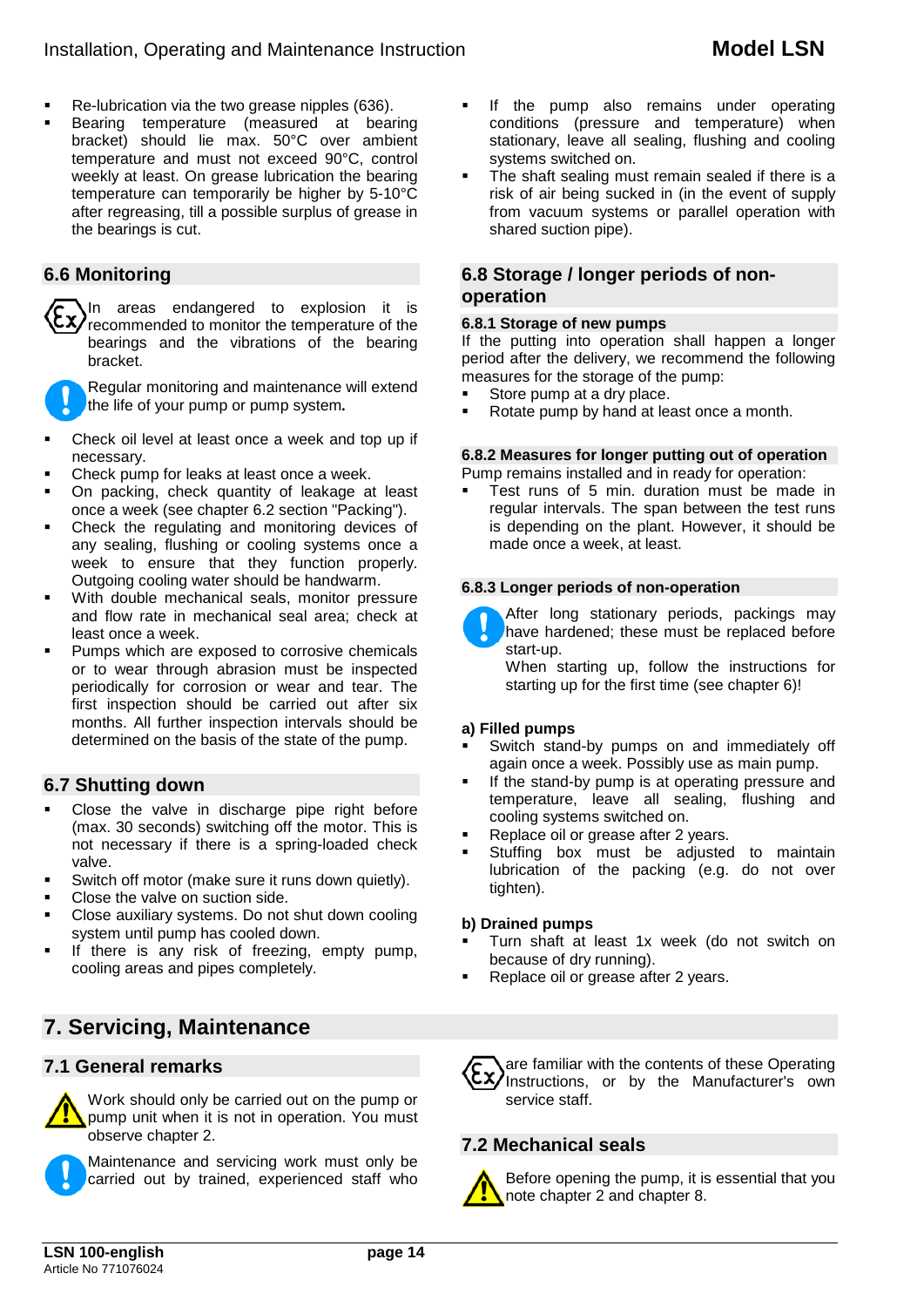- Re-lubrication via the two grease nipples (636).
- Bearing temperature (measured at bearing bracket) should lie max. 50°C over ambient temperature and must not exceed 90°C, control weekly at least. On grease lubrication the bearing temperature can temporarily be higher by 5-10°C after regreasing, till a possible surplus of grease in the bearings is cut.

## 6.6 Monitoring

In areas endangered to explosion it is recommended to monitor the temperature of the bearings and the vibrations of the bearing bracket.

Regular monitoring and maintenance will extend the life of your pump or pump system**.**

- Check oil level at least once a week and top up if necessary.
- Check pump for leaks at least once a week.
- On packing, check quantity of leakage at least once a week (see chapter 6.2 section "Packing").
- Check the regulating and monitoring devices of any sealing, flushing or cooling systems once a week to ensure that they function properly. Outgoing cooling water should be handwarm.
- With double mechanical seals, monitor pressure and flow rate in mechanical seal area; check at least once a week.
- Pumps which are exposed to corrosive chemicals or to wear through abrasion must be inspected periodically for corrosion or wear and tear. The first inspection should be carried out after six months. All further inspection intervals should be determined on the basis of the state of the pump.

## 6.7 Shutting down

- Close the valve in discharge pipe right before (max. 30 seconds) switching off the motor. This is not necessary if there is a spring-loaded check valve.
- Switch off motor (make sure it runs down quietly).
- Close the valve on suction side.
- Close auxiliary systems. Do not shut down cooling system until pump has cooled down.
- If there is any risk of freezing, empty pump, cooling areas and pipes completely.
- If the pump also remains under operating conditions (pressure and temperature) when stationary, leave all sealing, flushing and cooling systems switched on.
- The shaft sealing must remain sealed if there is a risk of air being sucked in (in the event of supply from vacuum systems or parallel operation with shared suction pipe).

## 6.8 Storage / longer periods of non-operation

### 6.8.1 Storage of new pumps

If the putting into operation shall happen a longer period after the delivery, we recommend the following measures for the storage of the pump:

- Store pump at a dry place.
- Rotate pump by hand at least once a month.

### 6.8.2 Measures for longer putting out of operation

Pump remains installed and in ready for operation:

- Test runs of 5 min. duration must be made in regular intervals. The span between the test runs is depending on the plant. However, it should be made once a week, at least.

### 6.8.3 Longer periods of non-operation

After long stationary periods, packings may have hardened; these must be replaced before start-up.

When starting up, follow the instructions for starting up for the first time (see chapter 6)!

**a) Filled pumps**

- Switch stand-by pumps on and immediately off again once a week. Possibly use as main pump.
- If the stand-by pump is at operating pressure and temperature, leave all sealing, flushing and cooling systems switched on.
- Replace oil or grease after 2 years.
- Stuffing box must be adjusted to maintain lubrication of the packing (e.g. do not over tighten).

**b) Drained pumps**

- Turn shaft at least 1x week (do not switch on because of dry running).
- Replace oil or grease after 2 years.

# 7. Servicing, Maintenance

## 7.1 General remarks

Work should only be carried out on the pump or pump unit when it is not in operation. You must observe chapter 2.

Maintenance and servicing work must only be carried out by trained, experienced staff who are familiar with the contents of these Operating Instructions, or by the Manufacturer's own service staff.

## 7.2 Mechanical seals

Before opening the pump, it is essential that you note chapter 2 and chapter 8.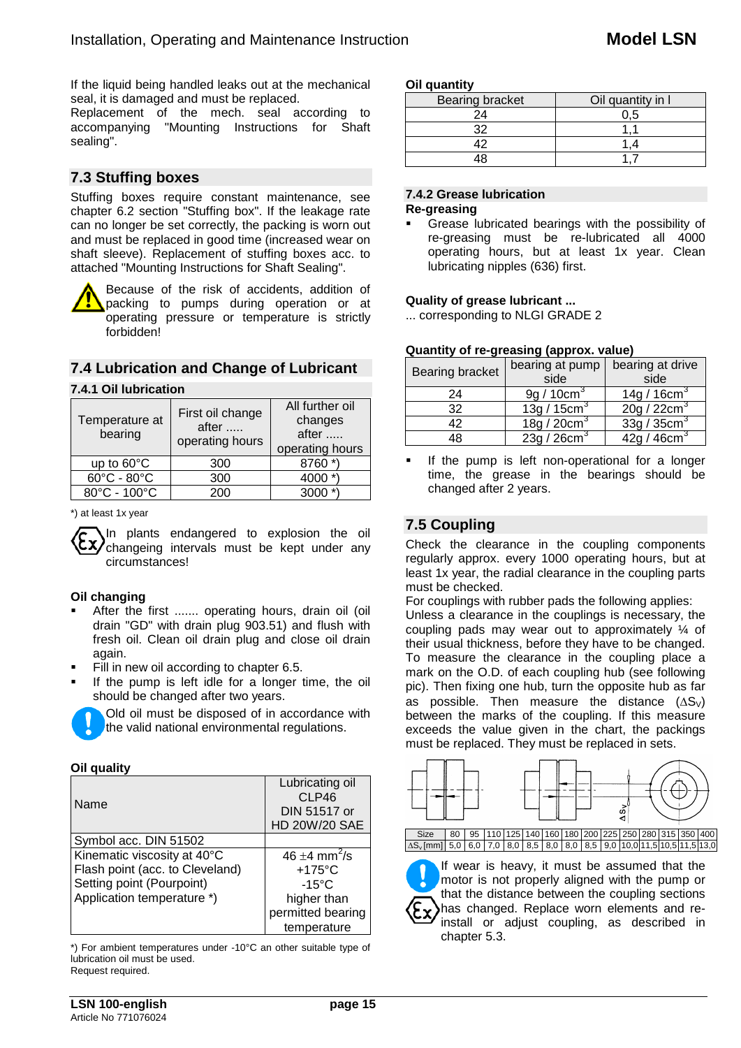If the liquid being handled leaks out at the mechanical seal, it is damaged and must be replaced.
Replacement of the mech. seal according to accompanying "Mounting Instructions for Shaft sealing".

## 7.3 Stuffing boxes

Stuffing boxes require constant maintenance, see chapter 6.2 section "Stuffing box". If the leakage rate can no longer be set correctly, the packing is worn out and must be replaced in good time (increased wear on shaft sleeve). Replacement of stuffing boxes acc. to attached "Mounting Instructions for Shaft Sealing".

Because of the risk of accidents, addition of packing to pumps during operation or at operating pressure or temperature is strictly forbidden!

## 7.4 Lubrication and Change of Lubricant

### 7.4.1 Oil lubrication

| Temperature at bearing | First oil change after ..... operating hours | All further oil changes after ..... operating hours |
|---|---|---|
| up to 60°C | 300 | 8760 *) |
| 60°C - 80°C | 300 | 4000 *) |
| 80°C - 100°C | 200 | 3000 *) |

*) at least 1x year

In plants endangered to explosion the oil changeing intervals must be kept under any circumstances!

**Oil changing**

- After the first ....... operating hours, drain oil (oil drain "GD" with drain plug 903.51) and flush with fresh oil. Clean oil drain plug and close oil drain again.
- Fill in new oil according to chapter 6.5.
- If the pump is left idle for a longer time, the oil should be changed after two years.

Old oil must be disposed of in accordance with the valid national environmental regulations.

**Oil quality**

| Name | Lubricating oil CLP46 DIN 51517 or HD 20W/20 SAE |
|---|---|
| Symbol acc. DIN 51502 | |
| Kinematic viscosity at 40°C<br>Flash point (acc. to Cleveland)<br>Setting point (Pourpoint)<br>Application temperature *) | 46 ±4 mm²/s<br>+175°C<br>-15°C<br>higher than permitted bearing temperature |

*) For ambient temperatures under -10°C an other suitable type of lubrication oil must be used.
Request required.

**Oil quantity**

| Bearing bracket | Oil quantity in l |
|---|---|
| 24 | 0,5 |
| 32 | 1,1 |
| 42 | 1,4 |
| 48 | 1,7 |

### 7.4.2 Grease lubrication

**Re-greasing**

- Grease lubricated bearings with the possibility of re-greasing must be re-lubricated all 4000 operating hours, but at least 1x year. Clean lubricating nipples (636) first.

**Quality of grease lubricant ...**

... corresponding to NLGI GRADE 2

**Quantity of re-greasing (approx. value)**

| Bearing bracket | bearing at pump side | bearing at drive side |
|---|---|---|
| 24 | 9g / 10cm³ | 14g / 16cm³ |
| 32 | 13g / 15cm³ | 20g / 22cm³ |
| 42 | 18g / 20cm³ | 33g / 35cm³ |
| 48 | 23g / 26cm³ | 42g / 46cm³ |

- If the pump is left non-operational for a longer time, the grease in the bearings should be changed after 2 years.

## 7.5 Coupling

Check the clearance in the coupling components regularly approx. every 1000 operating hours, but at least 1x year, the radial clearance in the coupling parts must be checked.
For couplings with rubber pads the following applies:
Unless a clearance in the couplings is necessary, the coupling pads may wear out to approximately ¼ of their usual thickness, before they have to be changed. To measure the clearance in the coupling place a mark on the O.D. of each coupling hub (see following pic). Then fixing one hub, turn the opposite hub as far as possible. Then measure the distance ($\Delta S_V$) between the marks of the coupling. If this measure exceeds the value given in the chart, the packings must be replaced. They must be replaced in sets.

| Size | 80 | 95 | 110 | 125 | 140 | 160 | 180 | 200 | 225 | 250 | 280 | 315 | 350 | 400 |
|---|---|---|---|---|---|---|---|---|---|---|---|---|---|---|
| $\Delta S_v$ [mm] | 5,0 | 6,0 | 7,0 | 8,0 | 8,5 | 8,0 | 8,0 | 8,5 | 9,0 | 10,0 | 11,5 | 10,5 | 11,5 | 13,0 |

If wear is heavy, it must be assumed that the motor is not properly aligned with the pump or that the distance between the coupling sections has changed. Replace worn elements and re-install or adjust coupling, as described in chapter 5.3.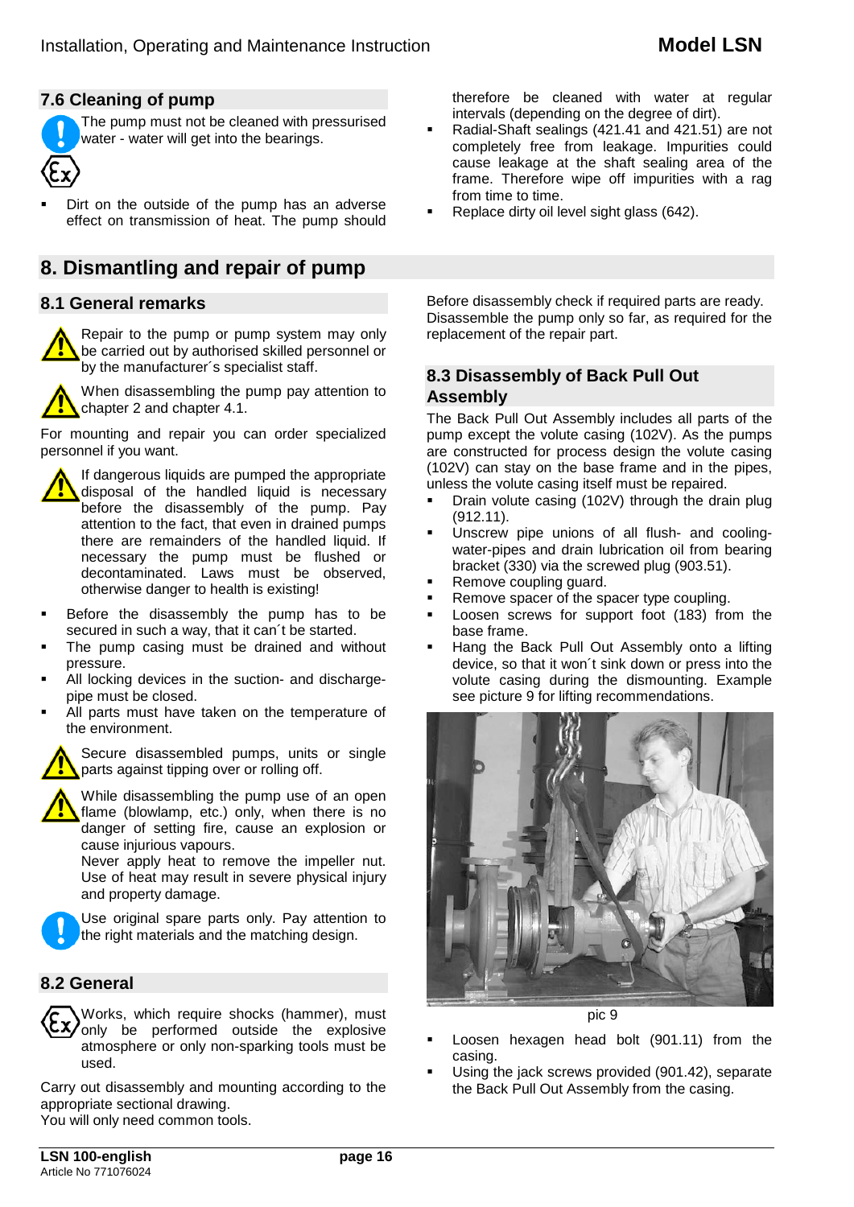## 7.6 Cleaning of pump

The pump must not be cleaned with pressurised water - water will get into the bearings.

- Dirt on the outside of the pump has an adverse effect on transmission of heat. The pump should therefore be cleaned with water at regular intervals (depending on the degree of dirt).
- Radial-Shaft sealings (421.41 and 421.51) are not completely free from leakage. Impurities could cause leakage at the shaft sealing area of the frame. Therefore wipe off impurities with a rag from time to time.
- Replace dirty oil level sight glass (642).

# 8. Dismantling and repair of pump

## 8.1 General remarks

Repair to the pump or pump system may only be carried out by authorised skilled personnel or by the manufacturer´s specialist staff.

When disassembling the pump pay attention to chapter 2 and chapter 4.1.

For mounting and repair you can order specialized personnel if you want.

If dangerous liquids are pumped the appropriate disposal of the handled liquid is necessary before the disassembly of the pump. Pay attention to the fact, that even in drained pumps there are remainders of the handled liquid. If necessary the pump must be flushed or decontaminated. Laws must be observed, otherwise danger to health is existing!

- Before the disassembly the pump has to be secured in such a way, that it can´t be started.
- The pump casing must be drained and without pressure.
- All locking devices in the suction- and discharge-pipe must be closed.
- All parts must have taken on the temperature of the environment.

Secure disassembled pumps, units or single parts against tipping over or rolling off.

While disassembling the pump use of an open flame (blowlamp, etc.) only, when there is no danger of setting fire, cause an explosion or cause injurious vapours.
Never apply heat to remove the impeller nut. Use of heat may result in severe physical injury and property damage.

Use original spare parts only. Pay attention to the right materials and the matching design.

## 8.2 General

Works, which require shocks (hammer), must only be performed outside the explosive atmosphere or only non-sparking tools must be used.

Carry out disassembly and mounting according to the appropriate sectional drawing.
You will only need common tools.

Before disassembly check if required parts are ready. Disassemble the pump only so far, as required for the replacement of the repair part.

## 8.3 Disassembly of Back Pull Out Assembly

The Back Pull Out Assembly includes all parts of the pump except the volute casing (102V). As the pumps are constructed for process design the volute casing (102V) can stay on the base frame and in the pipes, unless the volute casing itself must be repaired.

- Drain volute casing (102V) through the drain plug (912.11).
- Unscrew pipe unions of all flush- and cooling-water-pipes and drain lubrication oil from bearing bracket (330) via the screwed plug (903.51).
- Remove coupling guard.
- Remove spacer of the spacer type coupling.
- Loosen screws for support foot (183) from the base frame.
- Hang the Back Pull Out Assembly onto a lifting device, so that it won´t sink down or press into the volute casing during the dismounting. Example see picture 9 for lifting recommendations.

pic 9

- Loosen hexagen head bolt (901.11) from the casing.
- Using the jack screws provided (901.42), separate the Back Pull Out Assembly from the casing.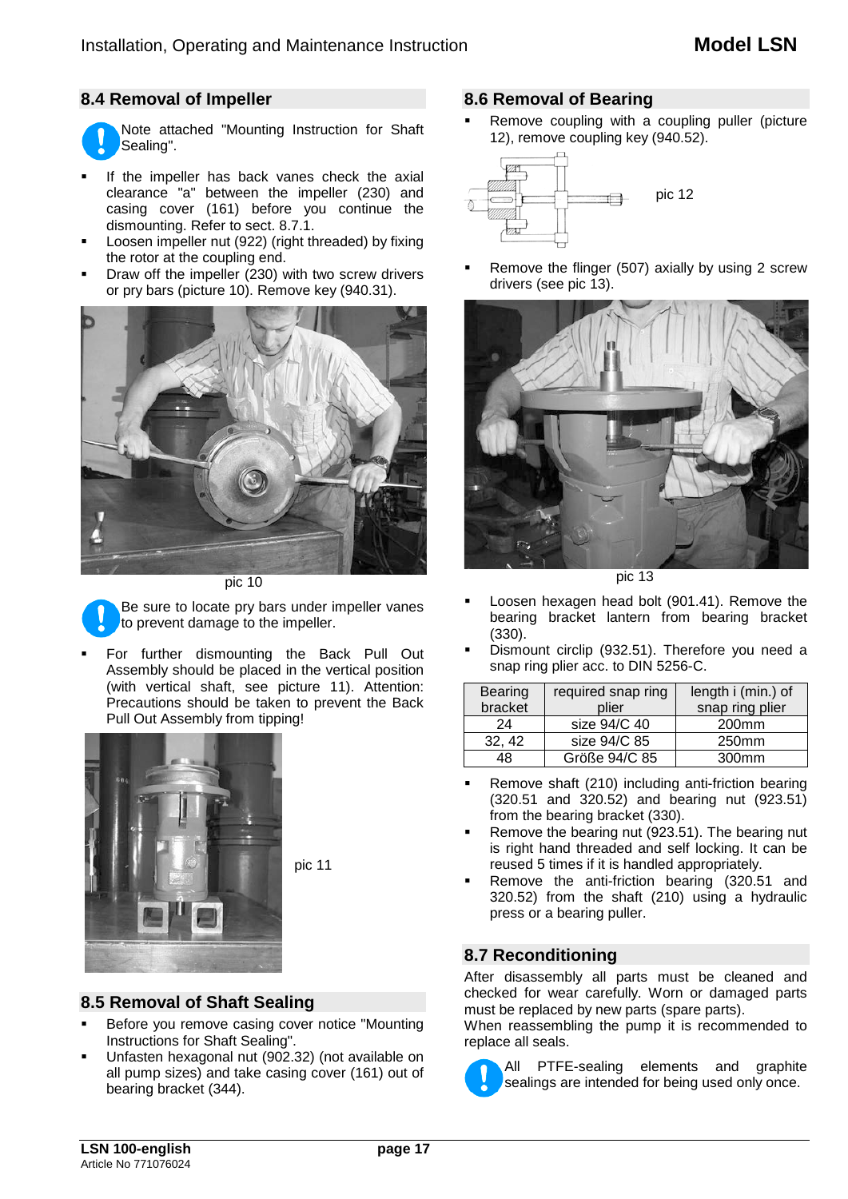## 8.4 Removal of Impeller

Note attached "Mounting Instruction for Shaft Sealing".

- If the impeller has back vanes check the axial clearance "a" between the impeller (230) and casing cover (161) before you continue the dismounting. Refer to sect. 8.7.1.
- Loosen impeller nut (922) (right threaded) by fixing the rotor at the coupling end.
- Draw off the impeller (230) with two screw drivers or pry bars (picture 10). Remove key (940.31).

pic 10

Be sure to locate pry bars under impeller vanes to prevent damage to the impeller.

- For further dismounting the Back Pull Out Assembly should be placed in the vertical position (with vertical shaft, see picture 11). Attention: Precautions should be taken to prevent the Back Pull Out Assembly from tipping!

pic 11

## 8.5 Removal of Shaft Sealing

- Before you remove casing cover notice "Mounting Instructions for Shaft Sealing".
- Unfasten hexagonal nut (902.32) (not available on all pump sizes) and take casing cover (161) out of bearing bracket (344).

## 8.6 Removal of Bearing

- Remove coupling with a coupling puller (picture 12), remove coupling key (940.52).

pic 12

- Remove the flinger (507) axially by using 2 screw drivers (see pic 13).

pic 13

- Loosen hexagen head bolt (901.41). Remove the bearing bracket lantern from bearing bracket (330).
- Dismount circlip (932.51). Therefore you need a snap ring plier acc. to DIN 5256-C.

| Bearing bracket | required snap ring plier | length i (min.) of snap ring plier |
|---|---|---|
| 24 | size 94/C 40 | 200mm |
| 32, 42 | size 94/C 85 | 250mm |
| 48 | Größe 94/C 85 | 300mm |

- Remove shaft (210) including anti-friction bearing (320.51 and 320.52) and bearing nut (923.51) from the bearing bracket (330).
- Remove the bearing nut (923.51). The bearing nut is right hand threaded and self locking. It can be reused 5 times if it is handled appropriately.
- Remove the anti-friction bearing (320.51 and 320.52) from the shaft (210) using a hydraulic press or a bearing puller.

## 8.7 Reconditioning

After disassembly all parts must be cleaned and checked for wear carefully. Worn or damaged parts must be replaced by new parts (spare parts).
When reassembling the pump it is recommended to replace all seals.

All PTFE-sealing elements and graphite sealings are intended for being used only once.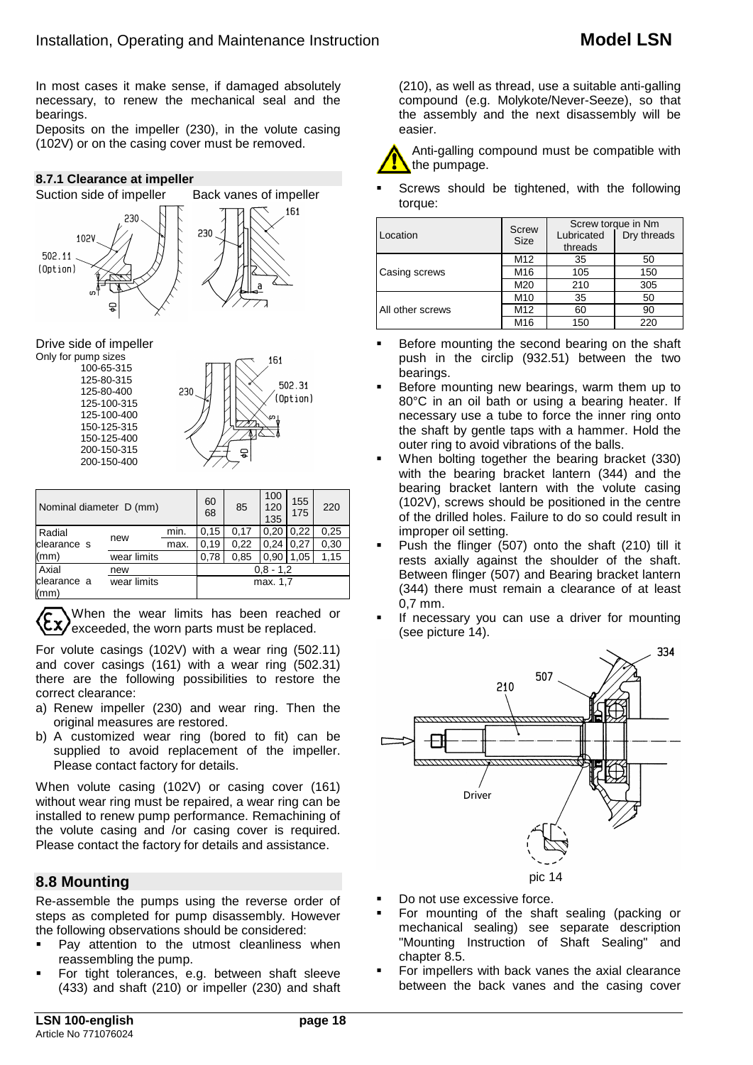In most cases it make sense, if damaged absolutely necessary, to renew the mechanical seal and the bearings.

Deposits on the impeller (230), in the volute casing (102V) or on the casing cover must be removed.

### 8.7.1 Clearance at impeller

Suction side of impeller     Back vanes of impeller

Drive side of impeller

Only for pump sizes
100-65-315
125-80-315
125-80-400
125-100-315
125-100-400
150-125-315
150-125-400
200-150-315
200-150-400

| Nominal diameter D (mm) | | | 60 68 | 85 | 100 120 135 | 155 175 | 220 |
|---|---|---|---|---|---|---|---|
| Radial clearance s (mm) | new | min. | 0,15 | 0,17 | 0,20 | 0,22 | 0,25 |
| | | max. | 0,19 | 0,22 | 0,24 | 0,27 | 0,30 |
| | wear limits | | 0,78 | 0,85 | 0,90 | 1,05 | 1,15 |
| Axial clearance a (mm) | new | | 0,8 - 1,2 | | | | |
| | wear limits | | max. 1,7 | | | | |

When the wear limits has been reached or exceeded, the worn parts must be replaced.

For volute casings (102V) with a wear ring (502.11) and cover casings (161) with a wear ring (502.31) there are the following possibilities to restore the correct clearance:

a) Renew impeller (230) and wear ring. Then the original measures are restored.
b) A customized wear ring (bored to fit) can be supplied to avoid replacement of the impeller. Please contact factory for details.

When volute casing (102V) or casing cover (161) without wear ring must be repaired, a wear ring can be installed to renew pump performance. Remachining of the volute casing and /or casing cover is required. Please contact the factory for details and assistance.

## 8.8 Mounting

Re-assemble the pumps using the reverse order of steps as completed for pump disassembly. However the following observations should be considered:

- Pay attention to the utmost cleanliness when reassembling the pump.
- For tight tolerances, e.g. between shaft sleeve (433) and shaft (210) or impeller (230) and shaft (210), as well as thread, use a suitable anti-galling compound (e.g. Molykote/Never-Seeze), so that the assembly and the next disassembly will be easier.

Anti-galling compound must be compatible with the pumpage.

- Screws should be tightened, with the following torque:

| Location | Screw Size | Screw torque in Nm | |
|---|---|---|---|
| | | Lubricated threads | Dry threads |
| Casing screws | M12 | 35 | 50 |
| | M16 | 105 | 150 |
| | M20 | 210 | 305 |
| All other screws | M10 | 35 | 50 |
| | M12 | 60 | 90 |
| | M16 | 150 | 220 |

- Before mounting the second bearing on the shaft push in the circlip (932.51) between the two bearings.
- Before mounting new bearings, warm them up to 80°C in an oil bath or using a bearing heater. If necessary use a tube to force the inner ring onto the shaft by gentle taps with a hammer. Hold the outer ring to avoid vibrations of the balls.
- When bolting together the bearing bracket (330) with the bearing bracket lantern (344) and the bearing bracket lantern with the volute casing (102V), screws should be positioned in the centre of the drilled holes. Failure to do so could result in improper oil setting.
- Push the flinger (507) onto the shaft (210) till it rests axially against the shoulder of the shaft. Between flinger (507) and Bearing bracket lantern (344) there must remain a clearance of at least 0,7 mm.
- If necessary you can use a driver for mounting (see picture 14).

pic 14

- Do not use excessive force.
- For mounting of the shaft sealing (packing or mechanical sealing) see separate description "Mounting Instruction of Shaft Sealing" and chapter 8.5.
- For impellers with back vanes the axial clearance between the back vanes and the casing cover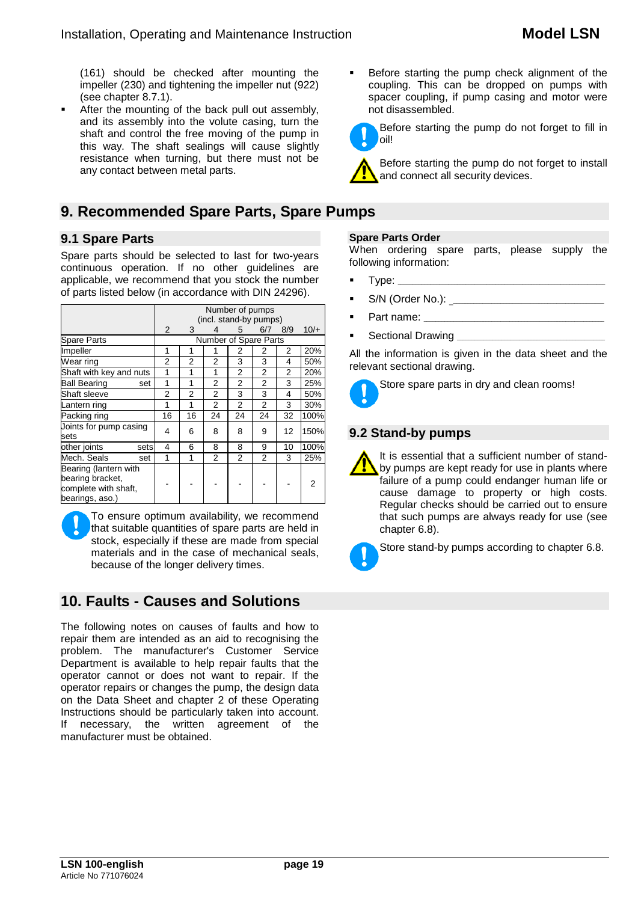(161) should be checked after mounting the impeller (230) and tightening the impeller nut (922) (see chapter 8.7.1).

- After the mounting of the back pull out assembly, and its assembly into the volute casing, turn the shaft and control the free moving of the pump in this way. The shaft sealings will cause slightly resistance when turning, but there must not be any contact between metal parts.

- Before starting the pump check alignment of the coupling. This can be dropped on pumps with spacer coupling, if pump casing and motor were not disassembled.

Before starting the pump do not forget to fill in oil!

Before starting the pump do not forget to install and connect all security devices.

# 9. Recommended Spare Parts, Spare Pumps

## 9.1 Spare Parts

Spare parts should be selected to last for two-years continuous operation. If no other guidelines are applicable, we recommend that you stock the number of parts listed below (in accordance with DIN 24296).

| | Number of pumps (incl. stand-by pumps) | | | | | | |
|---|---|---|---|---|---|---|---|
| | 2 | 3 | 4 | 5 | 6/7 | 8/9 | 10/+ |
| Spare Parts | Number of Spare Parts | | | | | | |
| Impeller | 1 | 1 | 1 | 2 | 2 | 2 | 20% |
| Wear ring | 2 | 2 | 2 | 3 | 3 | 4 | 50% |
| Shaft with key and nuts | 1 | 1 | 1 | 2 | 2 | 2 | 20% |
| Ball Bearing set | 1 | 1 | 2 | 2 | 2 | 3 | 25% |
| Shaft sleeve | 2 | 2 | 2 | 3 | 3 | 4 | 50% |
| Lantern ring | 1 | 1 | 2 | 2 | 2 | 3 | 30% |
| Packing ring | 16 | 16 | 24 | 24 | 24 | 32 | 100% |
| Joints for pump casing sets | 4 | 6 | 8 | 8 | 9 | 12 | 150% |
| other joints sets | 4 | 6 | 8 | 8 | 9 | 10 | 100% |
| Mech. Seals set | 1 | 1 | 2 | 2 | 2 | 3 | 25% |
| Bearing (lantern with bearing bracket, complete with shaft, bearings, aso.) | - | - | - | - | - | - | 2 |

To ensure optimum availability, we recommend that suitable quantities of spare parts are held in stock, especially if these are made from special materials and in the case of mechanical seals, because of the longer delivery times.

**Spare Parts Order**

When ordering spare parts, please supply the following information:

- Type: ___________________________________
- S/N (Order No.): ___________________________
- Part name: _______________________________
- Sectional Drawing __________________________

All the information is given in the data sheet and the relevant sectional drawing.

Store spare parts in dry and clean rooms!

## 9.2 Stand-by pumps

It is essential that a sufficient number of stand-by pumps are kept ready for use in plants where failure of a pump could endanger human life or cause damage to property or high costs. Regular checks should be carried out to ensure that such pumps are always ready for use (see chapter 6.8).

Store stand-by pumps according to chapter 6.8.

# 10. Faults - Causes and Solutions

The following notes on causes of faults and how to repair them are intended as an aid to recognising the problem. The manufacturer's Customer Service Department is available to help repair faults that the operator cannot or does not want to repair. If the operator repairs or changes the pump, the design data on the Data Sheet and chapter 2 of these Operating Instructions should be particularly taken into account. If necessary, the written agreement of the manufacturer must be obtained.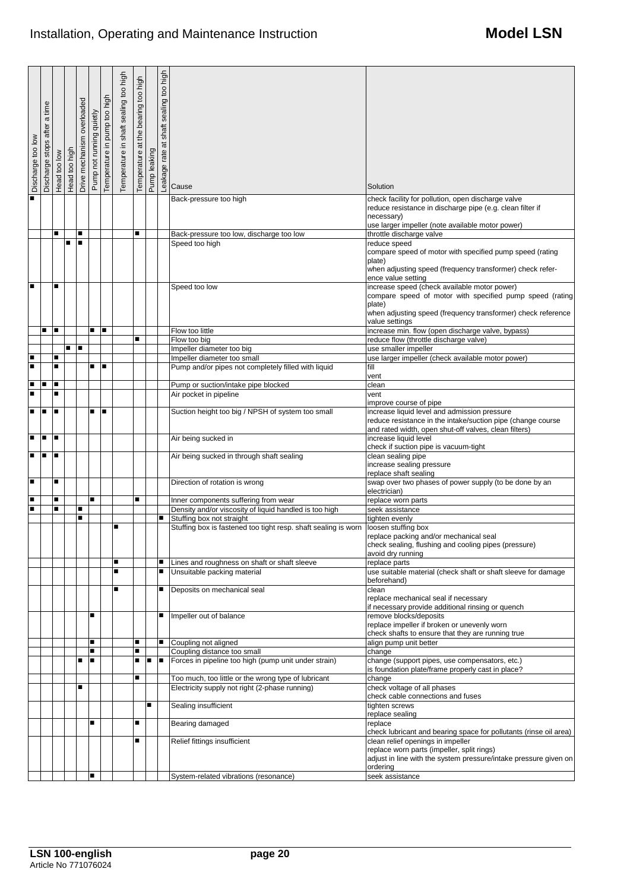| Discharge too low | Discharge stops after a time | Head too low | Head too high | Drive mechanism overloaded | Pump not running quietly | Temperature in pump too high | Temperature in shaft sealing too high | Temperature at the bearing too high | Pump leaking | Leakage rate at shaft sealing too high | Cause | Solution |
|---|---|---|---|---|---|---|---|---|---|---|---|---|
| ■ | | | | | | | | | | | Back-pressure too high | check facility for pollution, open discharge valve<br>reduce resistance in discharge pipe (e.g. clean filter if necessary)<br>use larger impeller (note available motor power) |
| | | ■ | | ■ | | | | ■ | | | Back-pressure too low, discharge too low | throttle discharge valve |
| | | | ■ | ■ | | | | | | | Speed too high | reduce speed<br>compare speed of motor with specified pump speed (rating plate)<br>when adjusting speed (frequency transformer) check reference value setting |
| ■ | | ■ | | | | | | | | | Speed too low | increase speed (check available motor power)<br>compare speed of motor with specified pump speed (rating plate)<br>when adjusting speed (frequency transformer) check reference value settings |
| | ■ | ■ | | | ■ | ■ | | | | | Flow too little | increase min. flow (open discharge valve, bypass) |
| | | | | | | | | ■ | | | Flow too big | reduce flow (throttle discharge valve) |
| | | | ■ | ■ | | | | | | | Impeller diameter too big | use smaller impeller |
| ■ | | ■ | | | | | | | | | Impeller diameter too small | use larger impeller (check available motor power) |
| ■ | | ■ | | | ■ | ■ | | | | | Pump and/or pipes not completely filled with liquid | fill<br>vent |
| ■ | ■ | ■ | | | | | | | | | Pump or suction/intake pipe blocked | clean |
| ■ | | ■ | | | | | | | | | Air pocket in pipeline | vent<br>improve course of pipe |
| ■ | ■ | ■ | | | ■ | ■ | | | | | Suction height too big / NPSH of system too small | increase liquid level and admission pressure<br>reduce resistance in the intake/suction pipe (change course and rated width, open shut-off valves, clean filters) |
| ■ | ■ | ■ | | | | | | | | | Air being sucked in | increase liquid level<br>check if suction pipe is vacuum-tight |
| ■ | ■ | ■ | | | | | | | | | Air being sucked in through shaft sealing | clean sealing pipe<br>increase sealing pressure<br>replace shaft sealing |
| ■ | | ■ | | | | | | | | | Direction of rotation is wrong | swap over two phases of power supply (to be done by an electrician) |
| ■ | | ■ | | | ■ | | | ■ | | | Inner components suffering from wear | replace worn parts |
| ■ | | ■ | | ■ | | | | | | | Density and/or viscosity of liquid handled is too high | seek assistance |
| | | | | ■ | | | | | | ■ | Stuffing box not straight | tighten evenly |
| | | | | | | | ■ | | | | Stuffing box is fastened too tight resp. shaft sealing is worn | loosen stuffing box<br>replace packing and/or mechanical seal<br>check sealing, flushing and cooling pipes (pressure)<br>avoid dry running |
| | | | | | | | ■ | | | ■ | Lines and roughness on shaft or shaft sleeve | replace parts |
| | | | | | | | ■ | | | ■ | Unsuitable packing material | use suitable material (check shaft or shaft sleeve for damage beforehand) |
| | | | | | | | ■ | | | ■ | Deposits on mechanical seal | clean<br>replace mechanical seal if necessary<br>if necessary provide additional rinsing or quench |
| | | | | | ■ | | | | | ■ | Impeller out of balance | remove blocks/deposits<br>replace impeller if broken or unevenly worn<br>check shafts to ensure that they are running true |
| | | | | | ■ | | | ■ | | ■ | Coupling not aligned | align pump unit better |
| | | | | | ■ | | | ■ | | | Coupling distance too small | change |
| | | | | ■ | ■ | | | ■ | ■ | ■ | Forces in pipeline too high (pump unit under strain) | change (support pipes, use compensators, etc.)<br>is foundation plate/frame properly cast in place? |
| | | | | | | | | ■ | | | Too much, too little or the wrong type of lubricant | change |
| | | | | ■ | | | | | | | Electricity supply not right (2-phase running) | check voltage of all phases<br>check cable connections and fuses |
| | | | | | | | | | ■ | | Sealing insufficient | tighten screws<br>replace sealing |
| | | | | | ■ | | | ■ | | | Bearing damaged | replace<br>check lubricant and bearing space for pollutants (rinse oil area) |
| | | | | | | | | ■ | | | Relief fittings insufficient | clean relief openings in impeller<br>replace worn parts (impeller, split rings)<br>adjust in line with the system pressure/intake pressure given on ordering |
| | | | | | ■ | | | | | | System-related vibrations (resonance) | seek assistance |